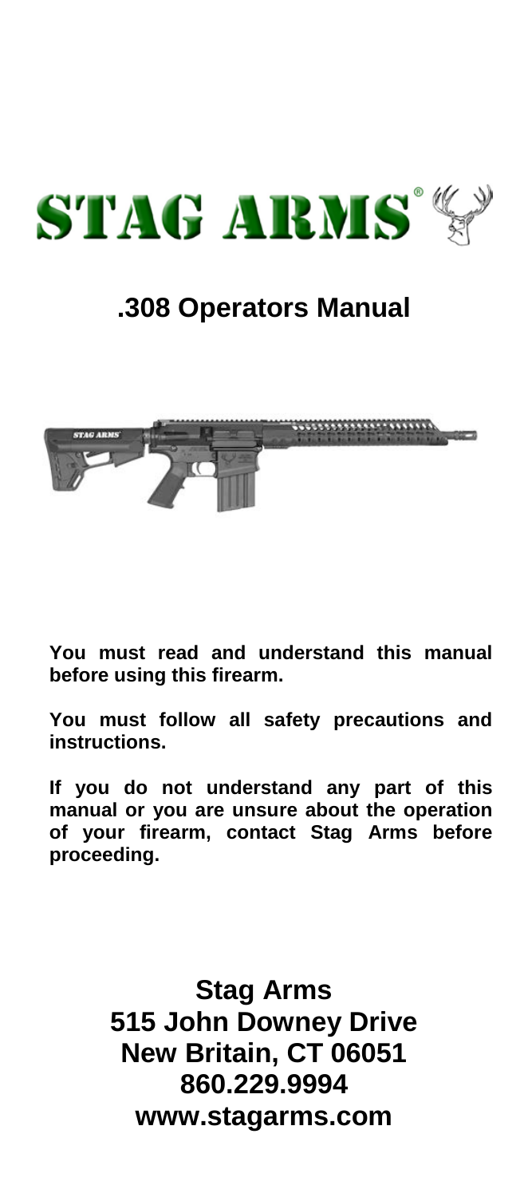# STAG ARMS®

## .308 Operators Manual

**You must read and understand this manual before using this firearm.**

**You must follow all safety precautions and instructions.**

**If you do not understand any part of this manual or you are unsure about the operation of your firearm, contact Stag Arms before proceeding.**

**Stag Arms**
**515 John Downey Drive**
**New Britain, CT 06051**
**860.229.9994**
**www.stagarms.com**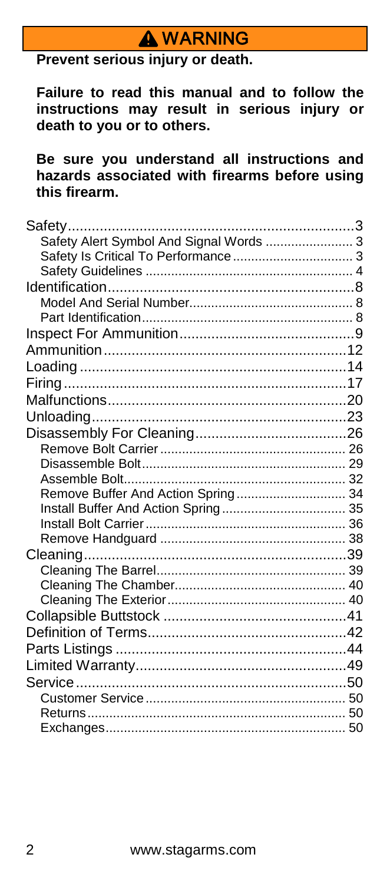# ⚠ WARNING

**Prevent serious injury or death.**

**Failure to read this manual and to follow the instructions may result in serious injury or death to you or to others.**

**Be sure you understand all instructions and hazards associated with firearms before using this firearm.**

| | |
|---|---|
| Safety | 3 |
| Safety Alert Symbol And Signal Words | 3 |
| Safety Is Critical To Performance | 3 |
| Safety Guidelines | 4 |
| Identification | 8 |
| Model And Serial Number | 8 |
| Part Identification | 8 |
| Inspect For Ammunition | 9 |
| Ammunition | 12 |
| Loading | 14 |
| Firing | 17 |
| Malfunctions | 20 |
| Unloading | 23 |
| Disassembly For Cleaning | 26 |
| Remove Bolt Carrier | 26 |
| Disassemble Bolt | 29 |
| Assemble Bolt | 32 |
| Remove Buffer And Action Spring | 34 |
| Install Buffer And Action Spring | 35 |
| Install Bolt Carrier | 36 |
| Remove Handguard | 38 |
| Cleaning | 39 |
| Cleaning The Barrel | 39 |
| Cleaning The Chamber | 40 |
| Cleaning The Exterior | 40 |
| Collapsible Buttstock | 41 |
| Definition of Terms | 42 |
| Parts Listings | 44 |
| Limited Warranty | 49 |
| Service | 50 |
| Customer Service | 50 |
| Returns | 50 |
| Exchanges | 50 |

www.stagarms.com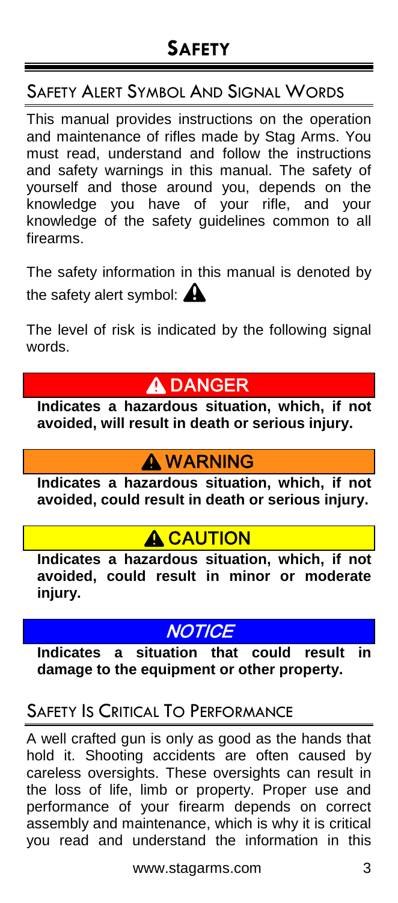# SAFETY

## SAFETY ALERT SYMBOL AND SIGNAL WORDS

This manual provides instructions on the operation and maintenance of rifles made by Stag Arms. You must read, understand and follow the instructions and safety warnings in this manual. The safety of yourself and those around you, depends on the knowledge you have of your rifle, and your knowledge of the safety guidelines common to all firearms.

The safety information in this manual is denoted by the safety alert symbol: ⚠

The level of risk is indicated by the following signal words.

**⚠ DANGER**

**Indicates a hazardous situation, which, if not avoided, will result in death or serious injury.**

**⚠ WARNING**

**Indicates a hazardous situation, which, if not avoided, could result in death or serious injury.**

**⚠ CAUTION**

**Indicates a hazardous situation, which, if not avoided, could result in minor or moderate injury.**

***NOTICE***

**Indicates a situation that could result in damage to the equipment or other property.**

## SAFETY IS CRITICAL TO PERFORMANCE

A well crafted gun is only as good as the hands that hold it. Shooting accidents are often caused by careless oversights. These oversights can result in the loss of life, limb or property. Proper use and performance of your firearm depends on correct assembly and maintenance, which is why it is critical you read and understand the information in this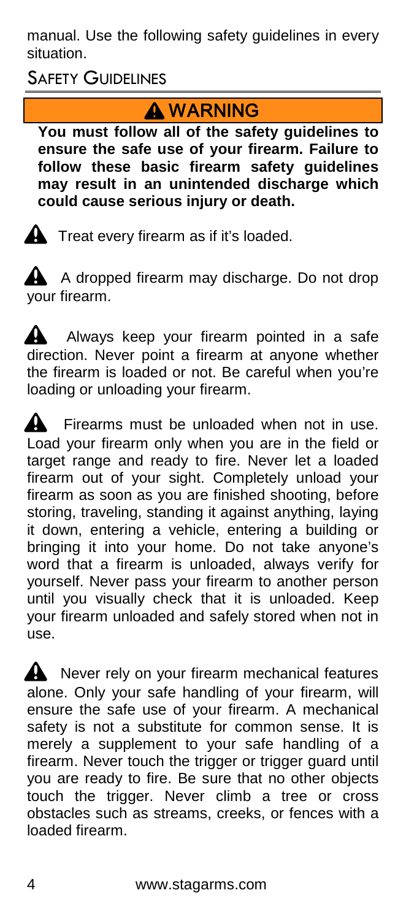manual. Use the following safety guidelines in every situation.

## Safety Guidelines

**⚠ WARNING**

**You must follow all of the safety guidelines to ensure the safe use of your firearm. Failure to follow these basic firearm safety guidelines may result in an unintended discharge which could cause serious injury or death.**

⚠ Treat every firearm as if it's loaded.

⚠ A dropped firearm may discharge. Do not drop your firearm.

⚠ Always keep your firearm pointed in a safe direction. Never point a firearm at anyone whether the firearm is loaded or not. Be careful when you're loading or unloading your firearm.

⚠ Firearms must be unloaded when not in use. Load your firearm only when you are in the field or target range and ready to fire. Never let a loaded firearm out of your sight. Completely unload your firearm as soon as you are finished shooting, before storing, traveling, standing it against anything, laying it down, entering a vehicle, entering a building or bringing it into your home. Do not take anyone's word that a firearm is unloaded, always verify for yourself. Never pass your firearm to another person until you visually check that it is unloaded. Keep your firearm unloaded and safely stored when not in use.

⚠ Never rely on your firearm mechanical features alone. Only your safe handling of your firearm, will ensure the safe use of your firearm. A mechanical safety is not a substitute for common sense. It is merely a supplement to your safe handling of a firearm. Never touch the trigger or trigger guard until you are ready to fire. Be sure that no other objects touch the trigger. Never climb a tree or cross obstacles such as streams, creeks, or fences with a loaded firearm.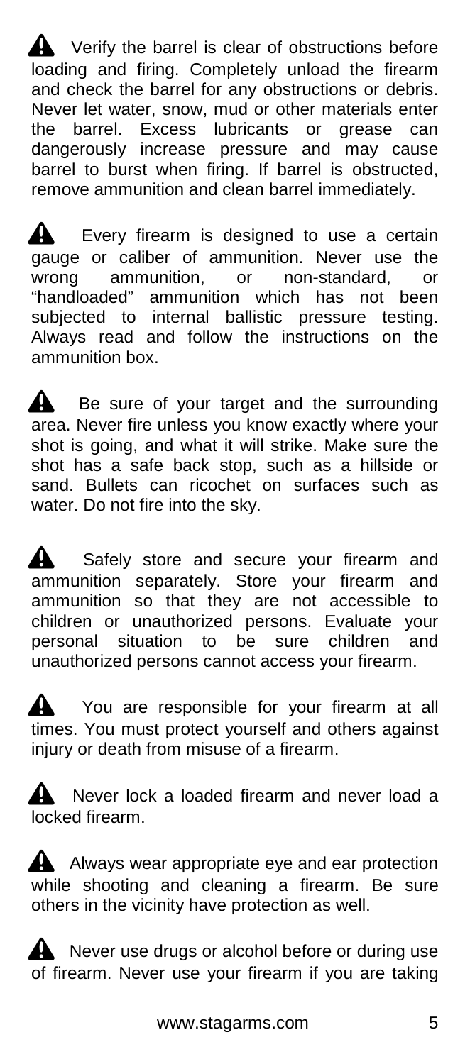⚠ Verify the barrel is clear of obstructions before loading and firing. Completely unload the firearm and check the barrel for any obstructions or debris. Never let water, snow, mud or other materials enter the barrel. Excess lubricants or grease can dangerously increase pressure and may cause barrel to burst when firing. If barrel is obstructed, remove ammunition and clean barrel immediately.

⚠ Every firearm is designed to use a certain gauge or caliber of ammunition. Never use the wrong ammunition, or non-standard, or "handloaded" ammunition which has not been subjected to internal ballistic pressure testing. Always read and follow the instructions on the ammunition box.

⚠ Be sure of your target and the surrounding area. Never fire unless you know exactly where your shot is going, and what it will strike. Make sure the shot has a safe back stop, such as a hillside or sand. Bullets can ricochet on surfaces such as water. Do not fire into the sky.

⚠ Safely store and secure your firearm and ammunition separately. Store your firearm and ammunition so that they are not accessible to children or unauthorized persons. Evaluate your personal situation to be sure children and unauthorized persons cannot access your firearm.

⚠ You are responsible for your firearm at all times. You must protect yourself and others against injury or death from misuse of a firearm.

⚠ Never lock a loaded firearm and never load a locked firearm.

⚠ Always wear appropriate eye and ear protection while shooting and cleaning a firearm. Be sure others in the vicinity have protection as well.

⚠ Never use drugs or alcohol before or during use of firearm. Never use your firearm if you are taking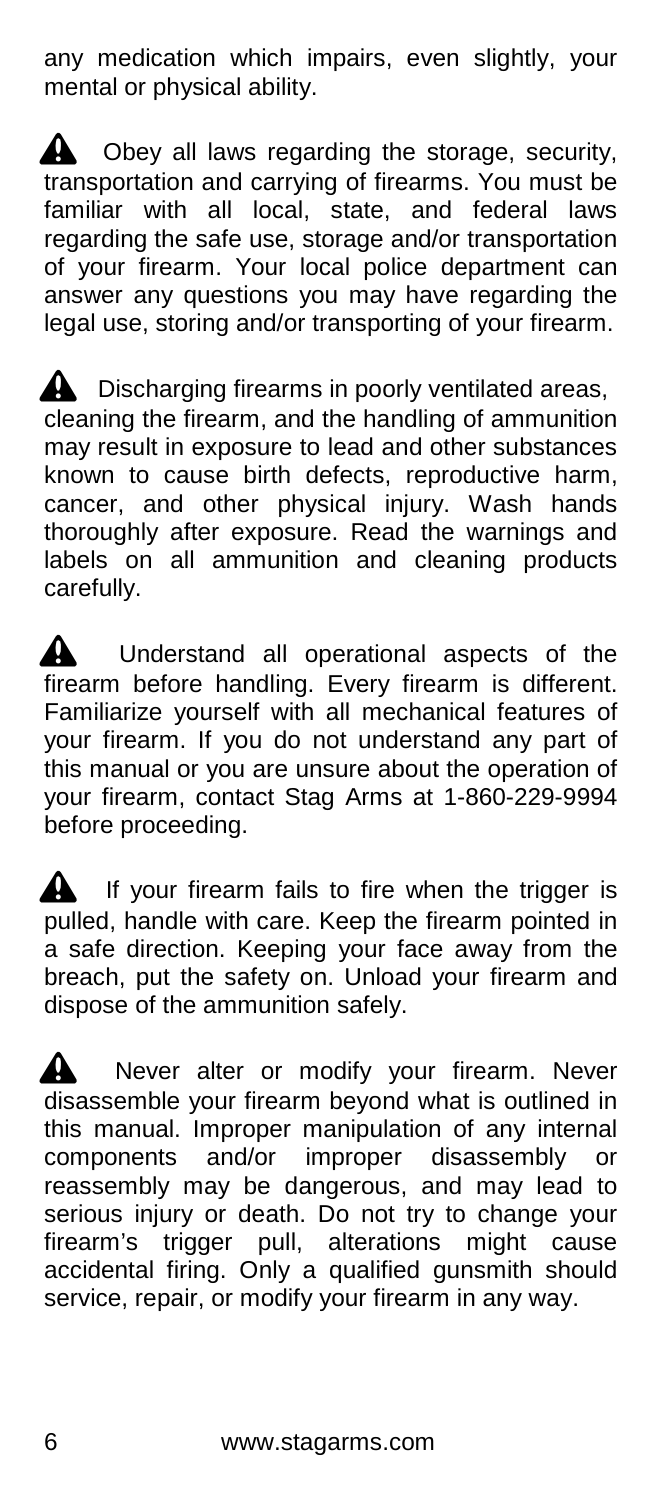any medication which impairs, even slightly, your mental or physical ability.

⚠ Obey all laws regarding the storage, security, transportation and carrying of firearms. You must be familiar with all local, state, and federal laws regarding the safe use, storage and/or transportation of your firearm. Your local police department can answer any questions you may have regarding the legal use, storing and/or transporting of your firearm.

⚠ Discharging firearms in poorly ventilated areas, cleaning the firearm, and the handling of ammunition may result in exposure to lead and other substances known to cause birth defects, reproductive harm, cancer, and other physical injury. Wash hands thoroughly after exposure. Read the warnings and labels on all ammunition and cleaning products carefully.

⚠ Understand all operational aspects of the firearm before handling. Every firearm is different. Familiarize yourself with all mechanical features of your firearm. If you do not understand any part of this manual or you are unsure about the operation of your firearm, contact Stag Arms at 1-860-229-9994 before proceeding.

⚠ If your firearm fails to fire when the trigger is pulled, handle with care. Keep the firearm pointed in a safe direction. Keeping your face away from the breach, put the safety on. Unload your firearm and dispose of the ammunition safely.

⚠ Never alter or modify your firearm. Never disassemble your firearm beyond what is outlined in this manual. Improper manipulation of any internal components and/or improper disassembly or reassembly may be dangerous, and may lead to serious injury or death. Do not try to change your firearm's trigger pull, alterations might cause accidental firing. Only a qualified gunsmith should service, repair, or modify your firearm in any way.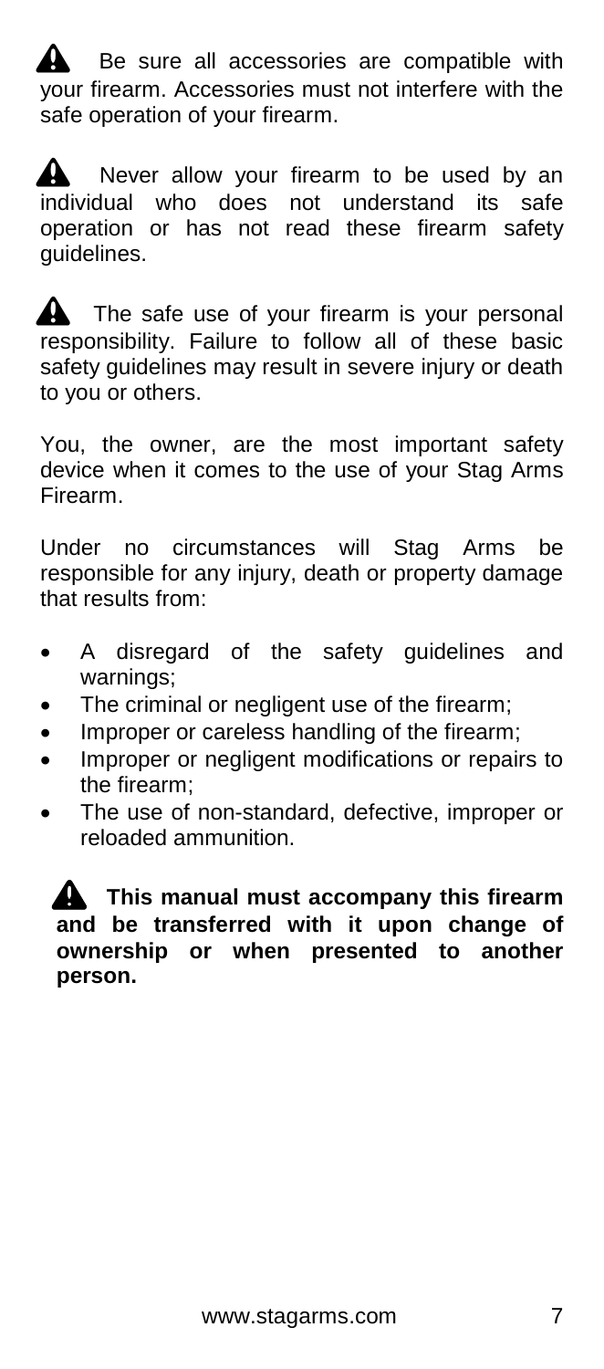⚠ Be sure all accessories are compatible with your firearm. Accessories must not interfere with the safe operation of your firearm.

⚠ Never allow your firearm to be used by an individual who does not understand its safe operation or has not read these firearm safety guidelines.

⚠ The safe use of your firearm is your personal responsibility. Failure to follow all of these basic safety guidelines may result in severe injury or death to you or others.

You, the owner, are the most important safety device when it comes to the use of your Stag Arms Firearm.

Under no circumstances will Stag Arms be responsible for any injury, death or property damage that results from:

- A disregard of the safety guidelines and warnings;
- The criminal or negligent use of the firearm;
- Improper or careless handling of the firearm;
- Improper or negligent modifications or repairs to the firearm;
- The use of non-standard, defective, improper or reloaded ammunition.

⚠ **This manual must accompany this firearm and be transferred with it upon change of ownership or when presented to another person.**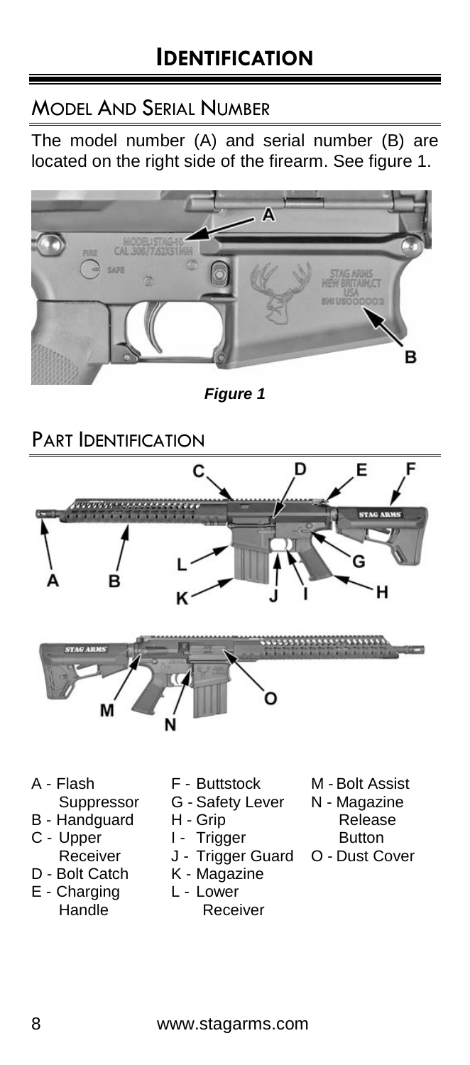# Identification

## Model And Serial Number

The model number (A) and serial number (B) are located on the right side of the firearm. See figure 1.

***Figure 1***

## Part Identification

- A - Flash Suppressor
- B - Handguard
- C - Upper Receiver
- D - Bolt Catch
- E - Charging Handle
- F - Buttstock
- G - Safety Lever
- H - Grip
- I - Trigger
- J - Trigger Guard
- K - Magazine
- L - Lower Receiver
- M - Bolt Assist
- N - Magazine Release Button
- O - Dust Cover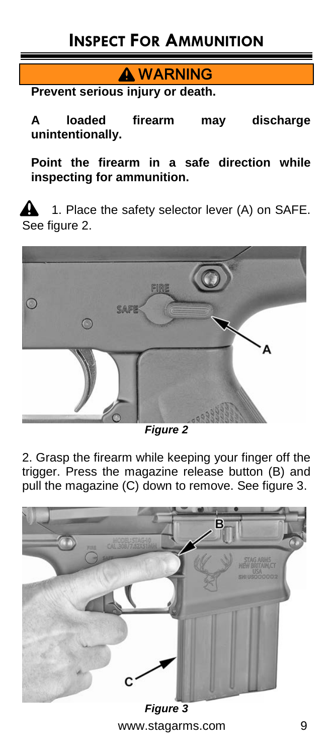# Inspect For Ammunition

**⚠ WARNING**

**Prevent serious injury or death.**

**A loaded firearm may discharge unintentionally.**

**Point the firearm in a safe direction while inspecting for ammunition.**

⚠ 1. Place the safety selector lever (A) on SAFE. See figure 2.

*Figure 2*

2. Grasp the firearm while keeping your finger off the trigger. Press the magazine release button (B) and pull the magazine (C) down to remove. See figure 3.

*Figure 3*

www.stagarms.com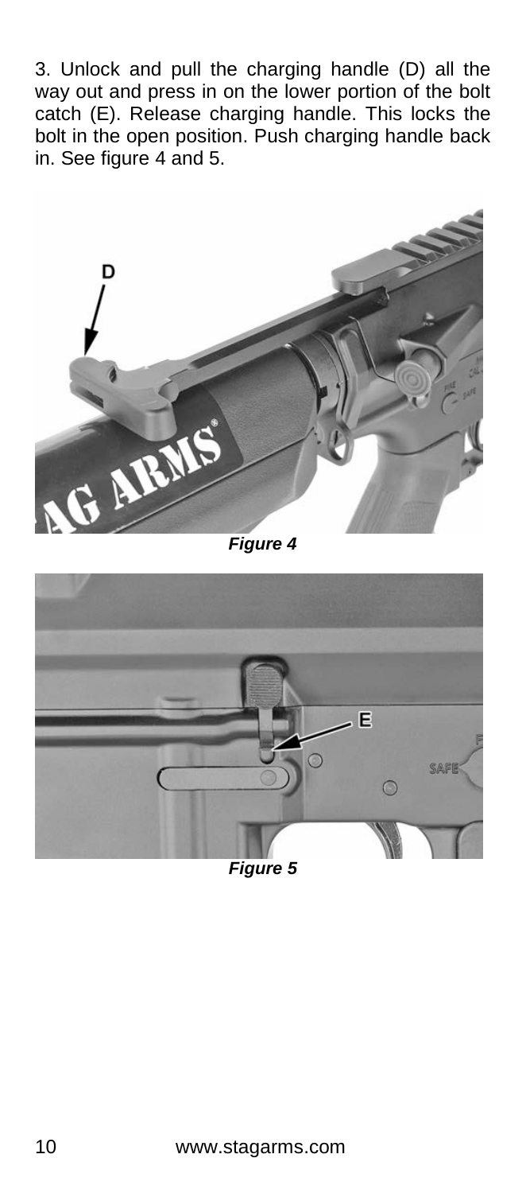3. Unlock and pull the charging handle (D) all the way out and press in on the lower portion of the bolt catch (E). Release charging handle. This locks the bolt in the open position. Push charging handle back in. See figure 4 and 5.

***Figure 4***

***Figure 5***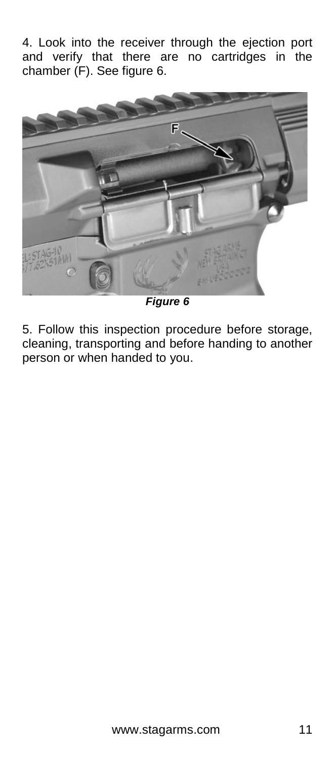4. Look into the receiver through the ejection port and verify that there are no cartridges in the chamber (F). See figure 6.

*Figure 6*

5. Follow this inspection procedure before storage, cleaning, transporting and before handing to another person or when handed to you.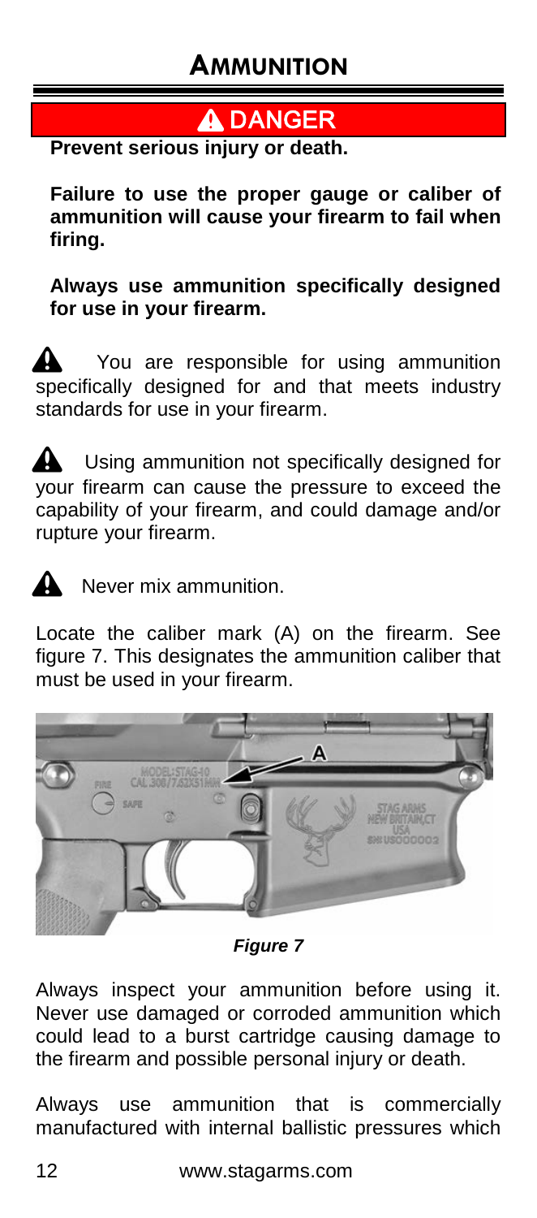# AMMUNITION

## ⚠ DANGER

**Prevent serious injury or death.**

**Failure to use the proper gauge or caliber of ammunition will cause your firearm to fail when firing.**

**Always use ammunition specifically designed for use in your firearm.**

⚠ You are responsible for using ammunition specifically designed for and that meets industry standards for use in your firearm.

⚠ Using ammunition not specifically designed for your firearm can cause the pressure to exceed the capability of your firearm, and could damage and/or rupture your firearm.

⚠ Never mix ammunition.

Locate the caliber mark (A) on the firearm. See figure 7. This designates the ammunition caliber that must be used in your firearm.

***Figure 7***

Always inspect your ammunition before using it. Never use damaged or corroded ammunition which could lead to a burst cartridge causing damage to the firearm and possible personal injury or death.

Always use ammunition that is commercially manufactured with internal ballistic pressures which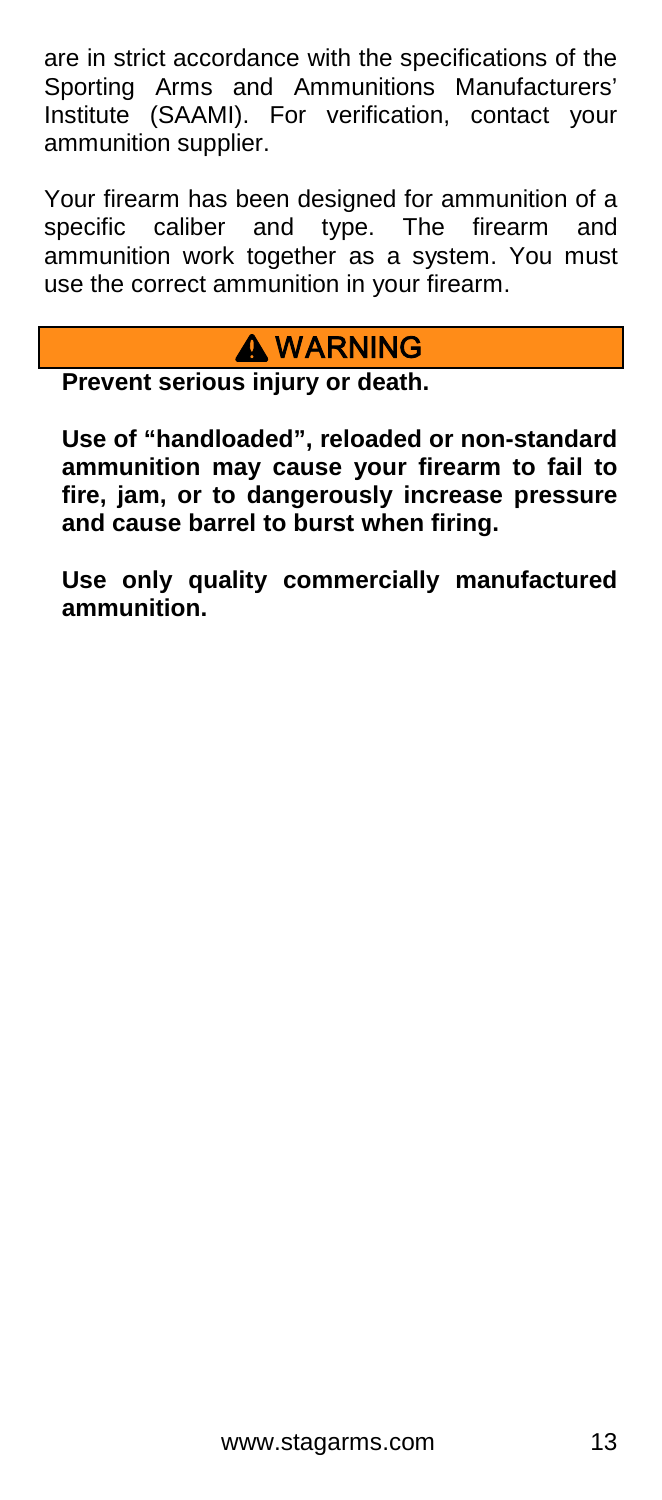are in strict accordance with the specifications of the Sporting Arms and Ammunitions Manufacturers' Institute (SAAMI). For verification, contact your ammunition supplier.

Your firearm has been designed for ammunition of a specific caliber and type. The firearm and ammunition work together as a system. You must use the correct ammunition in your firearm.

## ⚠ WARNING

**Prevent serious injury or death.**

**Use of "handloaded", reloaded or non-standard ammunition may cause your firearm to fail to fire, jam, or to dangerously increase pressure and cause barrel to burst when firing.**

**Use only quality commercially manufactured ammunition.**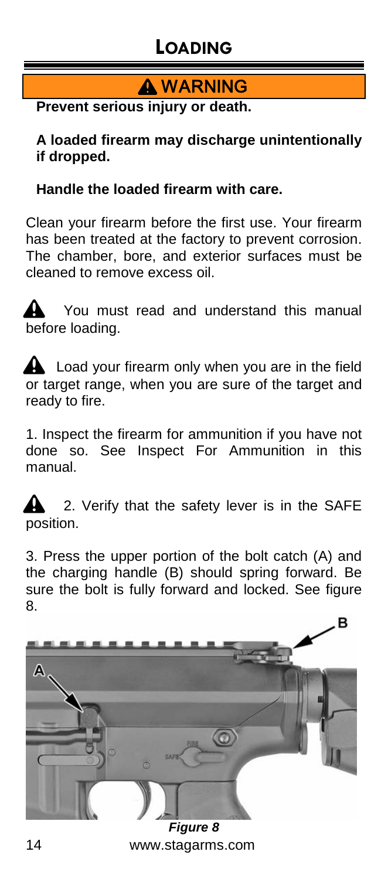# LOADING

**⚠ WARNING**

**Prevent serious injury or death.**

**A loaded firearm may discharge unintentionally if dropped.**

**Handle the loaded firearm with care.**

Clean your firearm before the first use. Your firearm has been treated at the factory to prevent corrosion. The chamber, bore, and exterior surfaces must be cleaned to remove excess oil.

⚠ You must read and understand this manual before loading.

⚠ Load your firearm only when you are in the field or target range, when you are sure of the target and ready to fire.

1. Inspect the firearm for ammunition if you have not done so. See Inspect For Ammunition in this manual.

⚠ 2. Verify that the safety lever is in the SAFE position.

3. Press the upper portion of the bolt catch (A) and the charging handle (B) should spring forward. Be sure the bolt is fully forward and locked. See figure 8.

***Figure 8***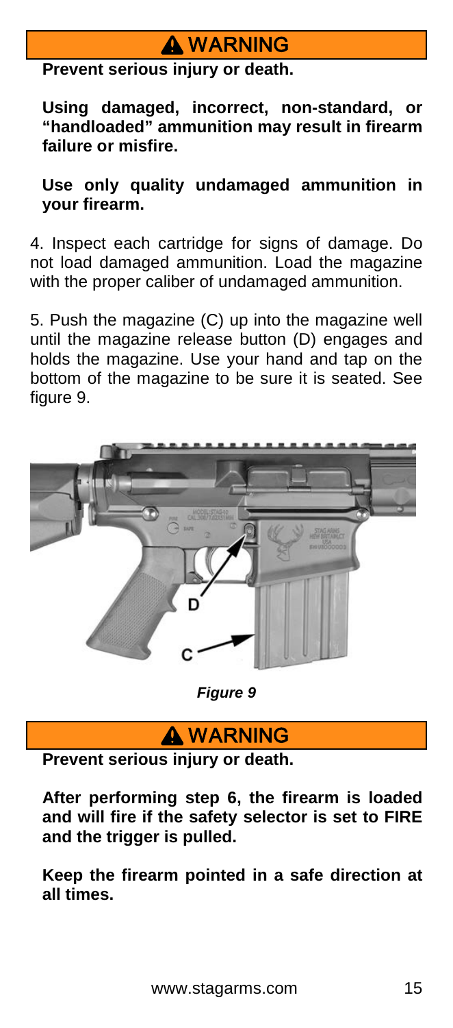**⚠ WARNING**

**Prevent serious injury or death.**

**Using damaged, incorrect, non-standard, or "handloaded" ammunition may result in firearm failure or misfire.**

**Use only quality undamaged ammunition in your firearm.**

4. Inspect each cartridge for signs of damage. Do not load damaged ammunition. Load the magazine with the proper caliber of undamaged ammunition.

5. Push the magazine (C) up into the magazine well until the magazine release button (D) engages and holds the magazine. Use your hand and tap on the bottom of the magazine to be sure it is seated. See figure 9.

***Figure 9***

**⚠ WARNING**

**Prevent serious injury or death.**

**After performing step 6, the firearm is loaded and will fire if the safety selector is set to FIRE and the trigger is pulled.**

**Keep the firearm pointed in a safe direction at all times.**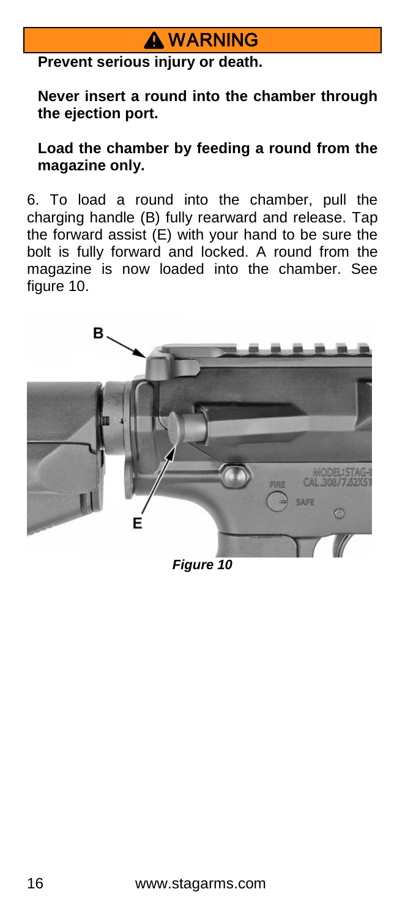**⚠ WARNING**

**Prevent serious injury or death.**

**Never insert a round into the chamber through the ejection port.**

**Load the chamber by feeding a round from the magazine only.**

6. To load a round into the chamber, pull the charging handle (B) fully rearward and release. Tap the forward assist (E) with your hand to be sure the bolt is fully forward and locked. A round from the magazine is now loaded into the chamber. See figure 10.

***Figure 10***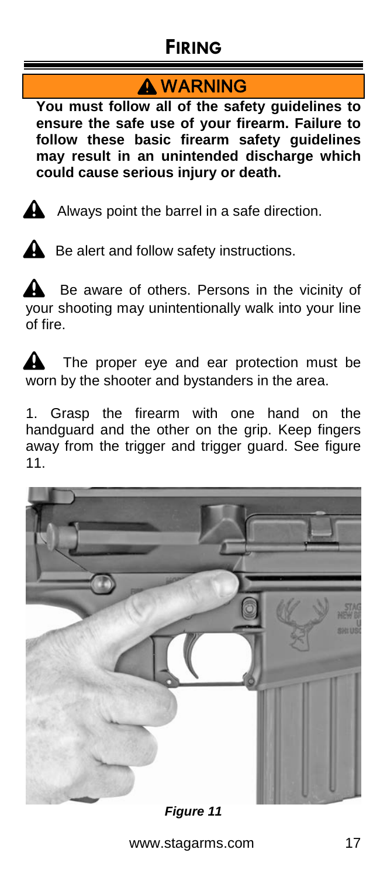# FIRING

## ⚠ WARNING

**You must follow all of the safety guidelines to ensure the safe use of your firearm. Failure to follow these basic firearm safety guidelines may result in an unintended discharge which could cause serious injury or death.**

⚠ Always point the barrel in a safe direction.

⚠ Be alert and follow safety instructions.

⚠ Be aware of others. Persons in the vicinity of your shooting may unintentionally walk into your line of fire.

⚠ The proper eye and ear protection must be worn by the shooter and bystanders in the area.

1. Grasp the firearm with one hand on the handguard and the other on the grip. Keep fingers away from the trigger and trigger guard. See figure 11.

***Figure 11***

www.stagarms.com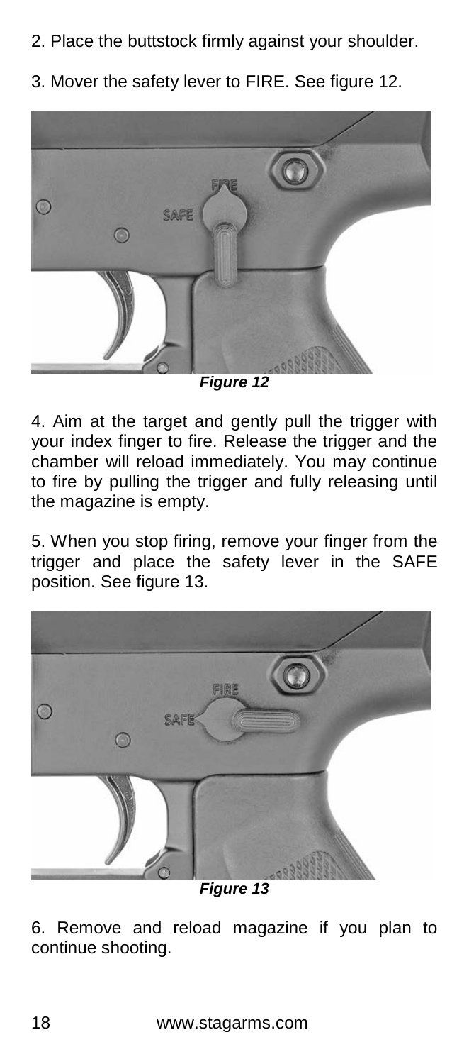2. Place the buttstock firmly against your shoulder.

3. Mover the safety lever to FIRE. See figure 12.

***Figure 12***

4. Aim at the target and gently pull the trigger with your index finger to fire. Release the trigger and the chamber will reload immediately. You may continue to fire by pulling the trigger and fully releasing until the magazine is empty.

5. When you stop firing, remove your finger from the trigger and place the safety lever in the SAFE position. See figure 13.

***Figure 13***

6. Remove and reload magazine if you plan to continue shooting.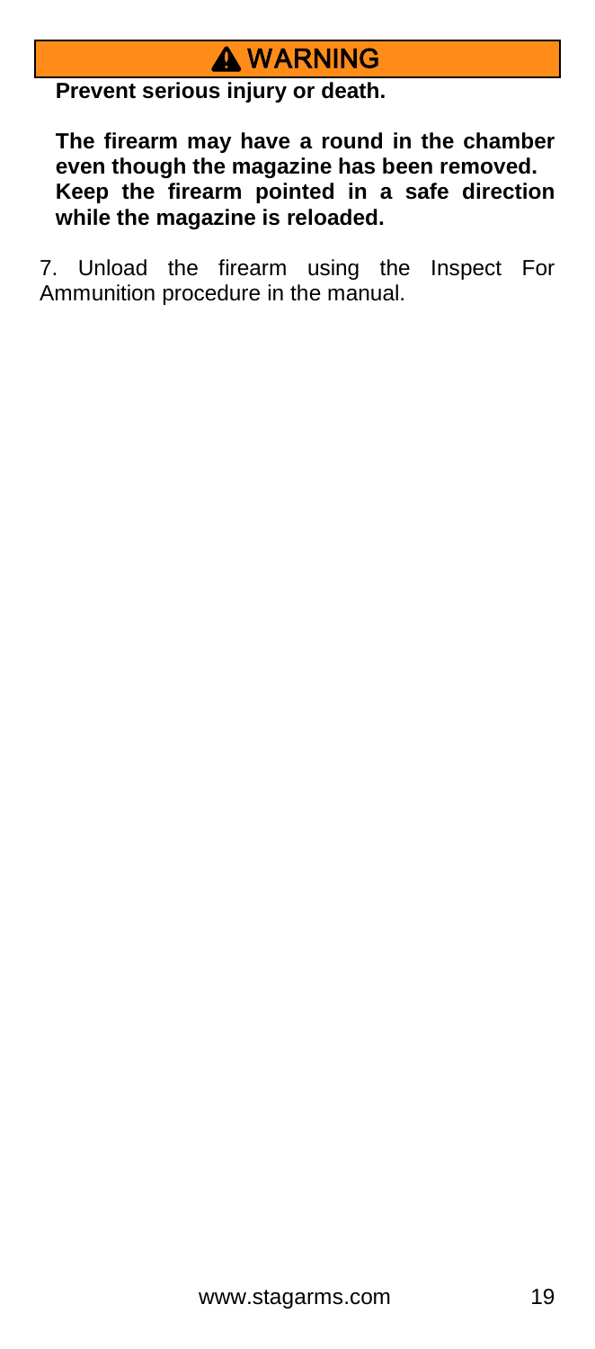**⚠ WARNING**

**Prevent serious injury or death.**

**The firearm may have a round in the chamber even though the magazine has been removed. Keep the firearm pointed in a safe direction while the magazine is reloaded.**

7. Unload the firearm using the Inspect For Ammunition procedure in the manual.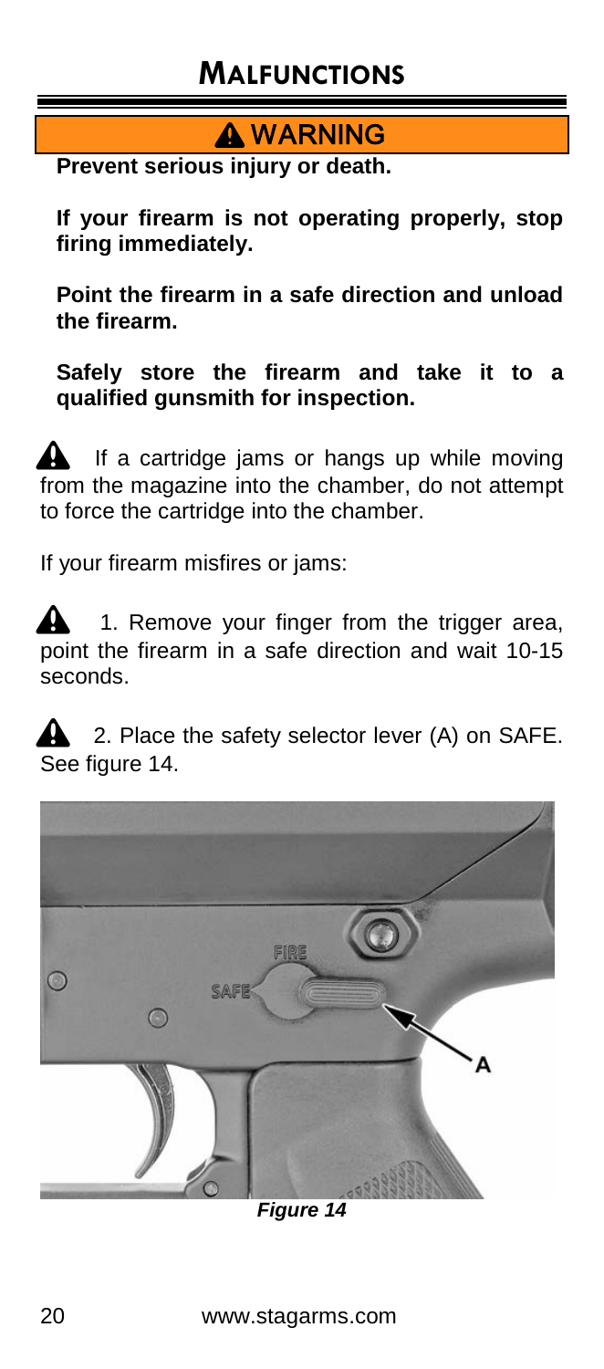# MALFUNCTIONS

**⚠ WARNING**

**Prevent serious injury or death.**

**If your firearm is not operating properly, stop firing immediately.**

**Point the firearm in a safe direction and unload the firearm.**

**Safely store the firearm and take it to a qualified gunsmith for inspection.**

⚠ If a cartridge jams or hangs up while moving from the magazine into the chamber, do not attempt to force the cartridge into the chamber.

If your firearm misfires or jams:

⚠ 1. Remove your finger from the trigger area, point the firearm in a safe direction and wait 10-15 seconds.

⚠ 2. Place the safety selector lever (A) on SAFE. See figure 14.

***Figure 14***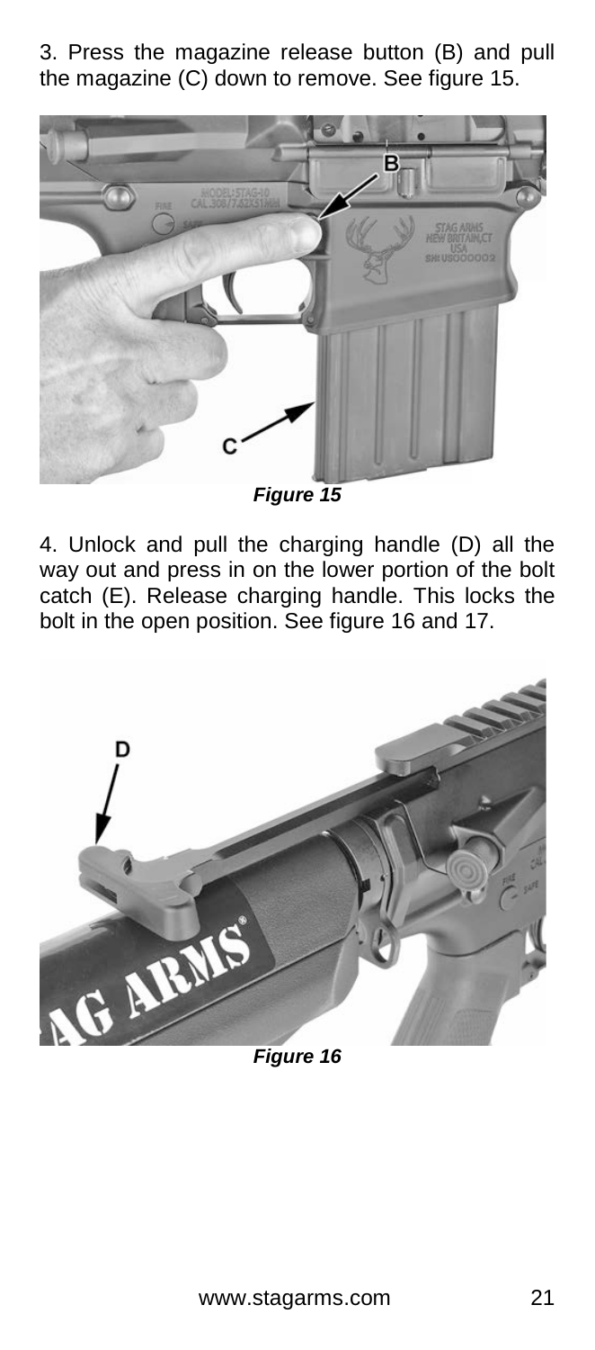3. Press the magazine release button (B) and pull the magazine (C) down to remove. See figure 15.

*Figure 15*

4. Unlock and pull the charging handle (D) all the way out and press in on the lower portion of the bolt catch (E). Release charging handle. This locks the bolt in the open position. See figure 16 and 17.

*Figure 16*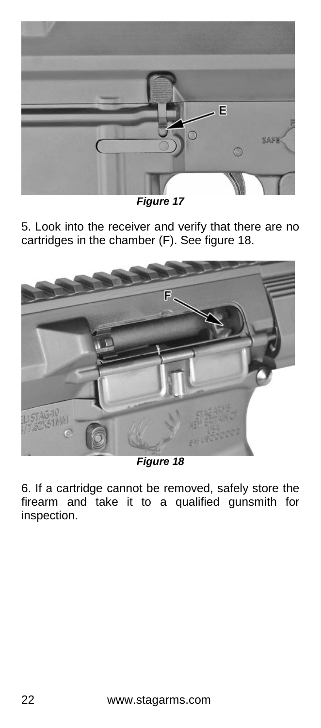*Figure 17*

5. Look into the receiver and verify that there are no cartridges in the chamber (F). See figure 18.

*Figure 18*

6. If a cartridge cannot be removed, safely store the firearm and take it to a qualified gunsmith for inspection.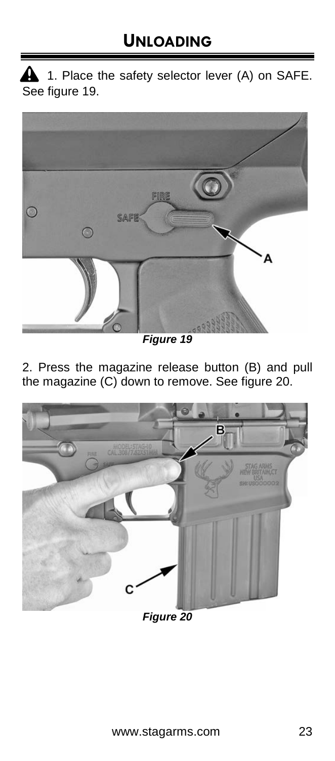# UNLOADING

⚠ 1. Place the safety selector lever (A) on SAFE. See figure 19.

*Figure 19*

2. Press the magazine release button (B) and pull the magazine (C) down to remove. See figure 20.

*Figure 20*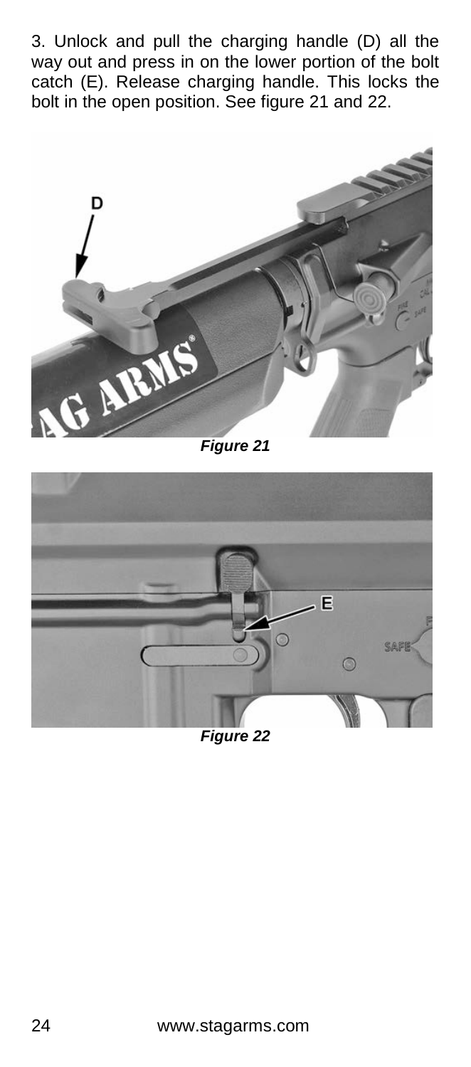3. Unlock and pull the charging handle (D) all the way out and press in on the lower portion of the bolt catch (E). Release charging handle. This locks the bolt in the open position. See figure 21 and 22.

*Figure 21*

*Figure 22*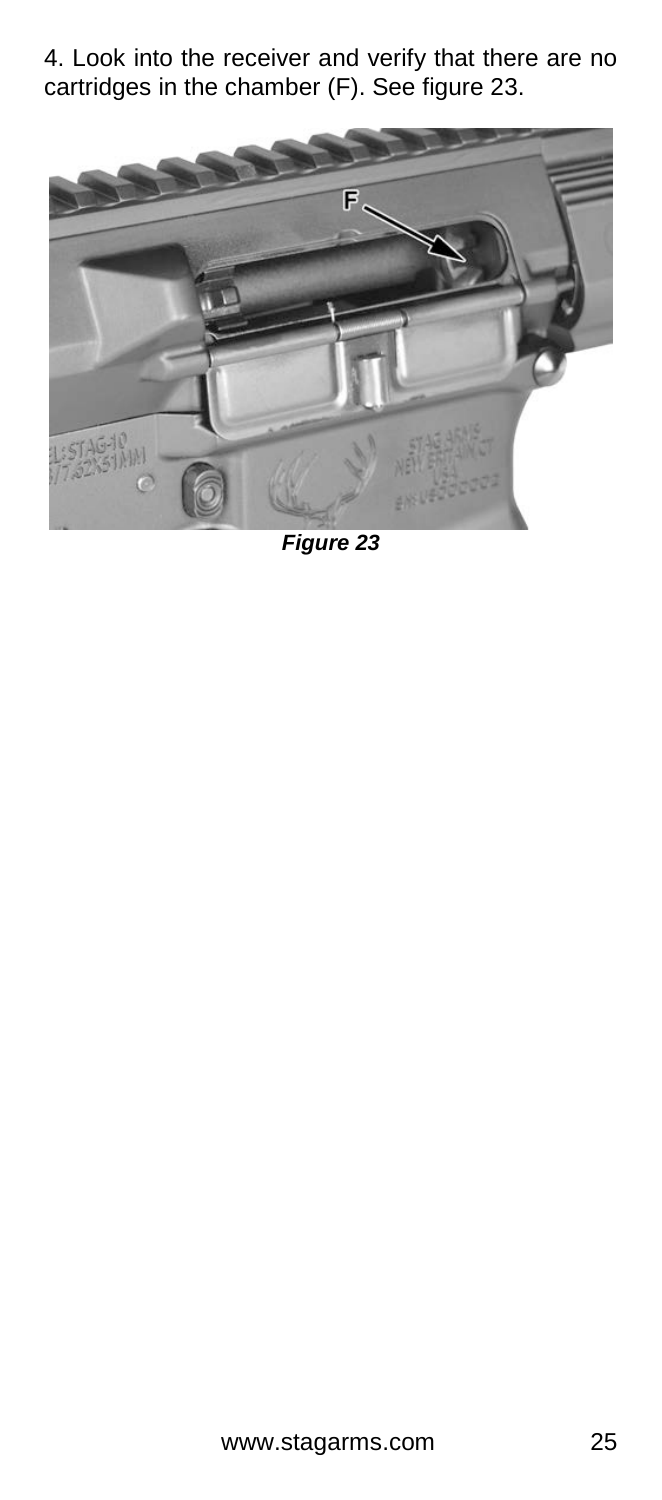4. Look into the receiver and verify that there are no cartridges in the chamber (F). See figure 23.

*Figure 23*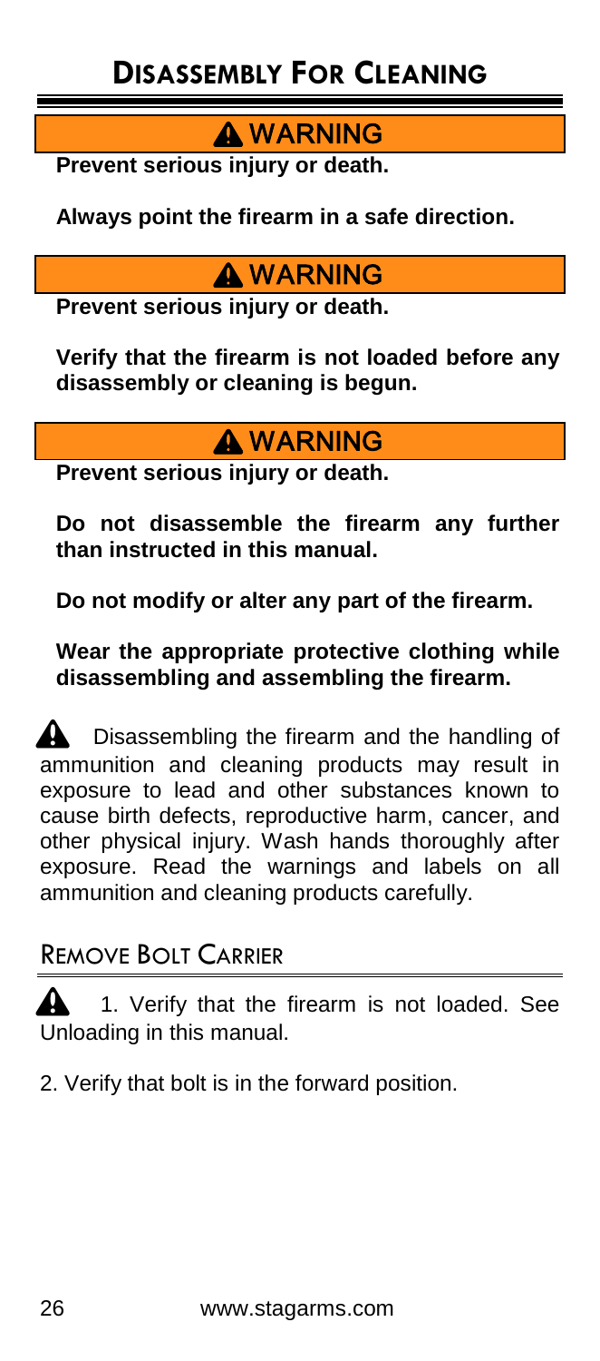# Disassembly For Cleaning

**⚠ WARNING**

**Prevent serious injury or death.**

**Always point the firearm in a safe direction.**

**⚠ WARNING**

**Prevent serious injury or death.**

**Verify that the firearm is not loaded before any disassembly or cleaning is begun.**

**⚠ WARNING**

**Prevent serious injury or death.**

**Do not disassemble the firearm any further than instructed in this manual.**

**Do not modify or alter any part of the firearm.**

**Wear the appropriate protective clothing while disassembling and assembling the firearm.**

⚠ Disassembling the firearm and the handling of ammunition and cleaning products may result in exposure to lead and other substances known to cause birth defects, reproductive harm, cancer, and other physical injury. Wash hands thoroughly after exposure. Read the warnings and labels on all ammunition and cleaning products carefully.

## Remove Bolt Carrier

⚠ 1. Verify that the firearm is not loaded. See Unloading in this manual.

2. Verify that bolt is in the forward position.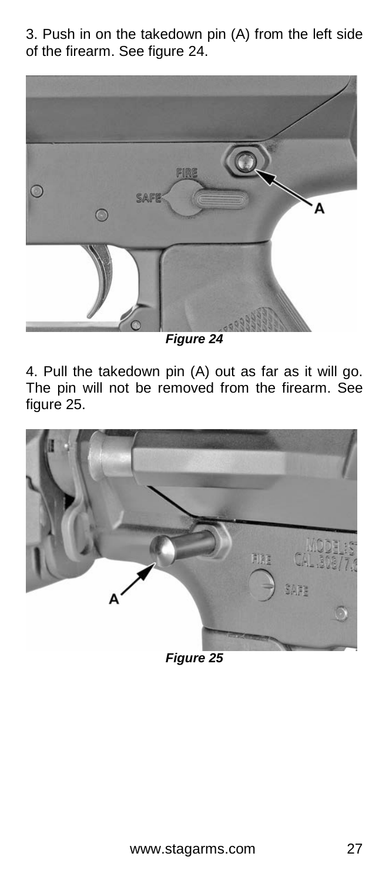3. Push in on the takedown pin (A) from the left side of the firearm. See figure 24.

*Figure 24*

4. Pull the takedown pin (A) out as far as it will go. The pin will not be removed from the firearm. See figure 25.

*Figure 25*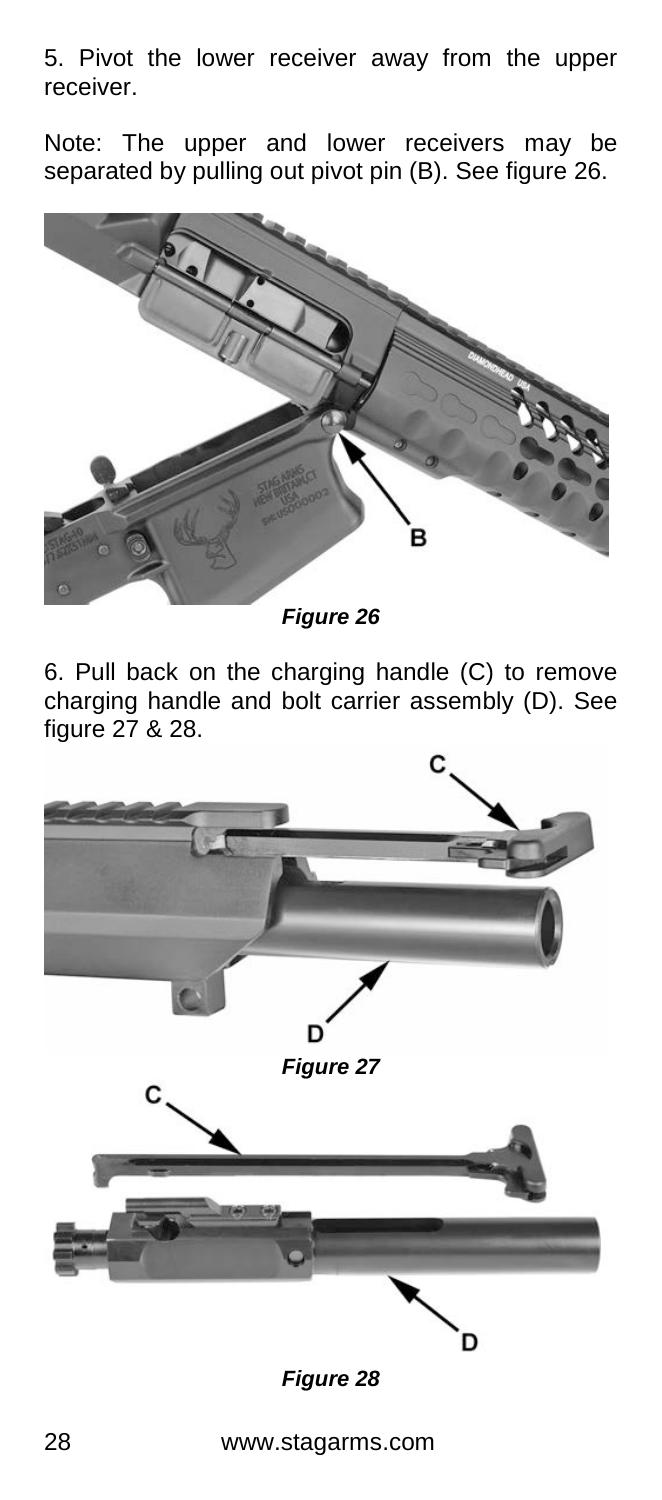5. Pivot the lower receiver away from the upper receiver.

Note: The upper and lower receivers may be separated by pulling out pivot pin (B). See figure 26.

***Figure 26***

6. Pull back on the charging handle (C) to remove charging handle and bolt carrier assembly (D). See figure 27 & 28.

***Figure 27***

***Figure 28***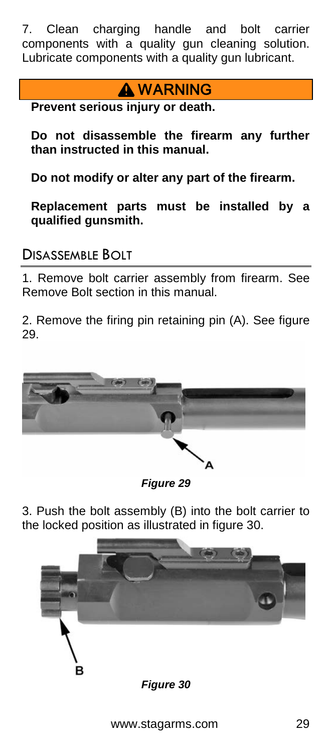7. Clean charging handle and bolt carrier components with a quality gun cleaning solution. Lubricate components with a quality gun lubricant.

**⚠ WARNING**

**Prevent serious injury or death.**

**Do not disassemble the firearm any further than instructed in this manual.**

**Do not modify or alter any part of the firearm.**

**Replacement parts must be installed by a qualified gunsmith.**

## DISASSEMBLE BOLT

1. Remove bolt carrier assembly from firearm. See Remove Bolt section in this manual.

2. Remove the firing pin retaining pin (A). See figure 29.

A

***Figure 29***

3. Push the bolt assembly (B) into the bolt carrier to the locked position as illustrated in figure 30.

B

***Figure 30***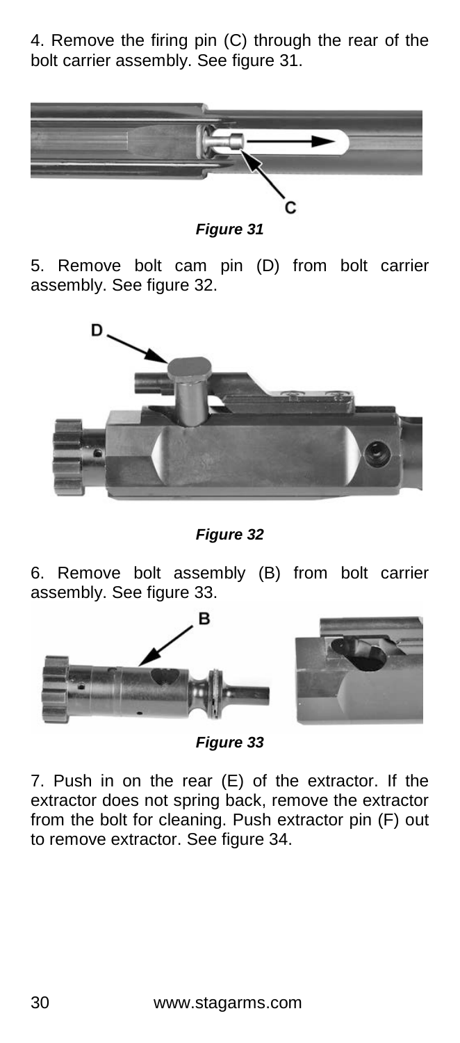4. Remove the firing pin (C) through the rear of the bolt carrier assembly. See figure 31.

C

***Figure 31***

5. Remove bolt cam pin (D) from bolt carrier assembly. See figure 32.

D

***Figure 32***

6. Remove bolt assembly (B) from bolt carrier assembly. See figure 33.

B

***Figure 33***

7. Push in on the rear (E) of the extractor. If the extractor does not spring back, remove the extractor from the bolt for cleaning. Push extractor pin (F) out to remove extractor. See figure 34.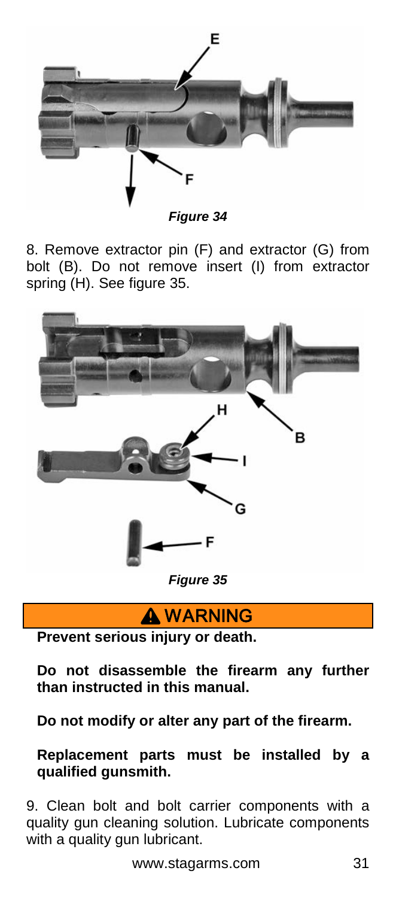*Figure 34*

8. Remove extractor pin (F) and extractor (G) from bolt (B). Do not remove insert (I) from extractor spring (H). See figure 35.

*Figure 35*

## ⚠ WARNING

**Prevent serious injury or death.**

**Do not disassemble the firearm any further than instructed in this manual.**

**Do not modify or alter any part of the firearm.**

**Replacement parts must be installed by a qualified gunsmith.**

9. Clean bolt and bolt carrier components with a quality gun cleaning solution. Lubricate components with a quality gun lubricant.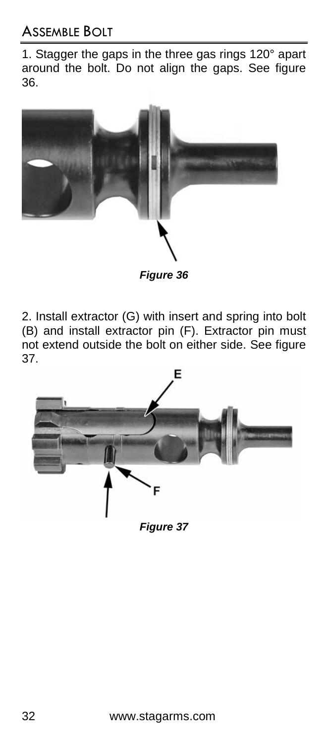## ASSEMBLE BOLT

1. Stagger the gaps in the three gas rings 120° apart around the bolt. Do not align the gaps. See figure 36.

*Figure 36*

2. Install extractor (G) with insert and spring into bolt (B) and install extractor pin (F). Extractor pin must not extend outside the bolt on either side. See figure 37.

*Figure 37*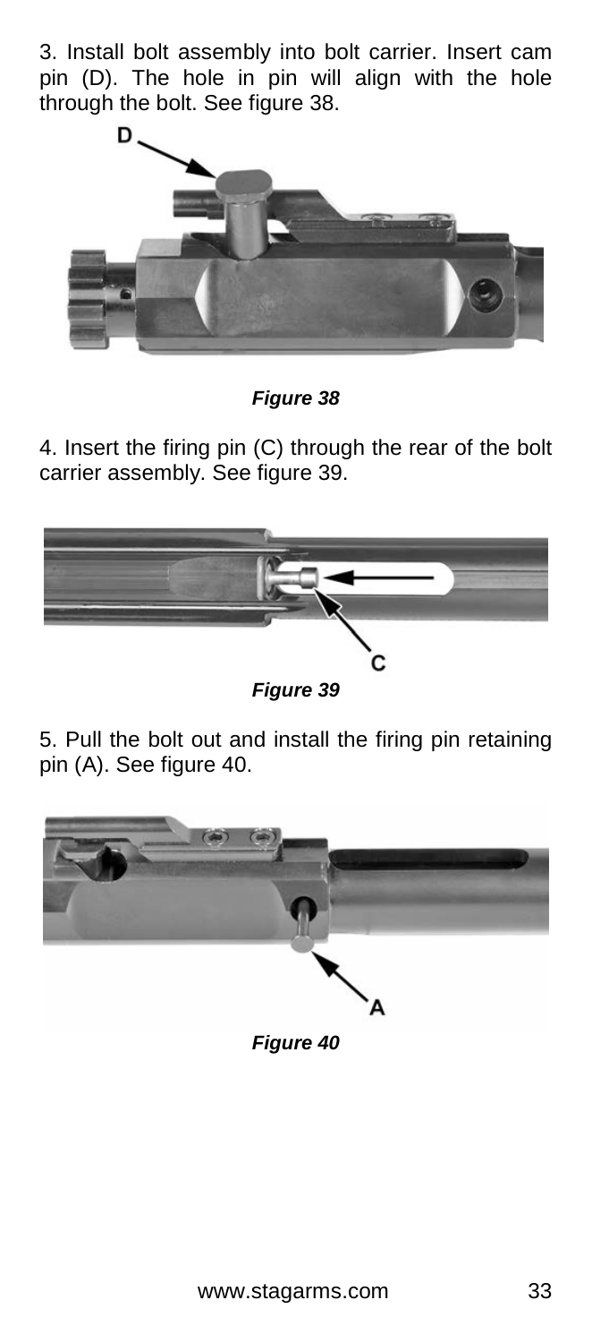3. Install bolt assembly into bolt carrier. Insert cam pin (D). The hole in pin will align with the hole through the bolt. See figure 38.

*Figure 38*

4. Insert the firing pin (C) through the rear of the bolt carrier assembly. See figure 39.

*Figure 39*

5. Pull the bolt out and install the firing pin retaining pin (A). See figure 40.

*Figure 40*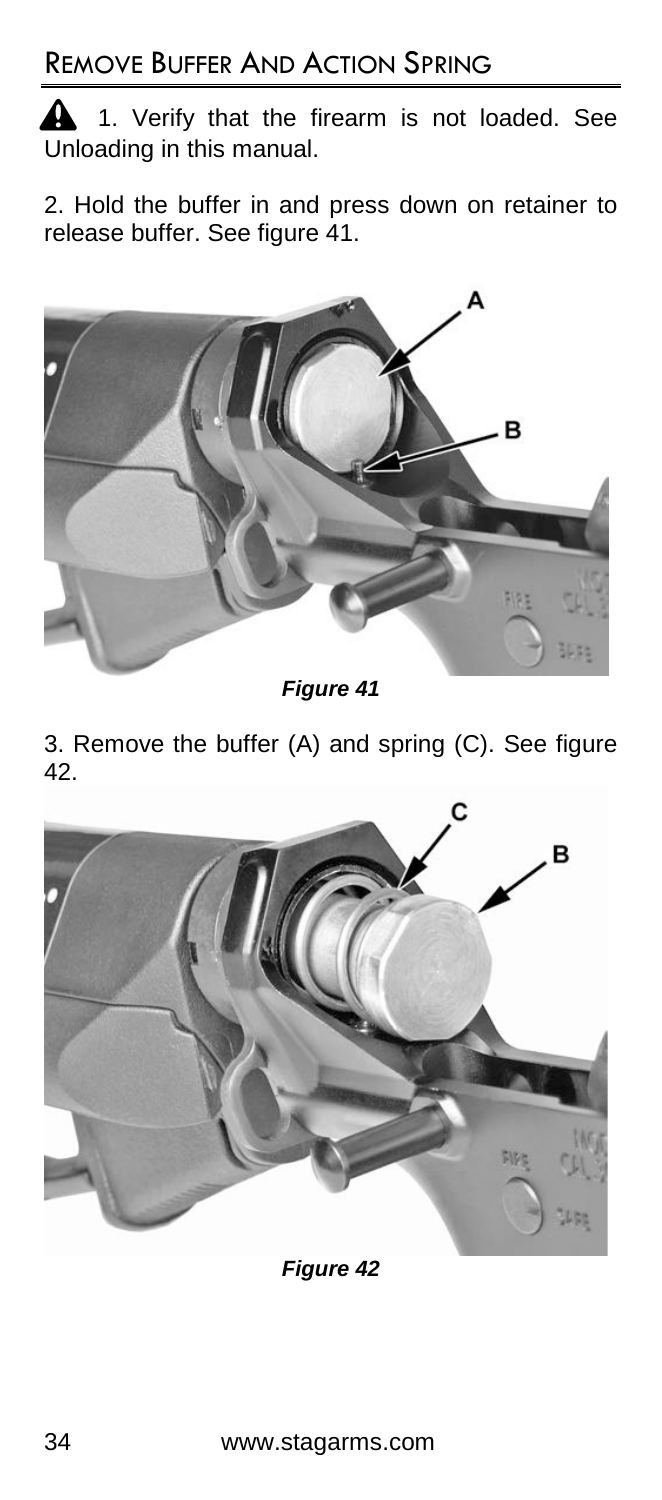## Remove Buffer And Action Spring

⚠ 1. Verify that the firearm is not loaded. See Unloading in this manual.

2. Hold the buffer in and press down on retainer to release buffer. See figure 41.

***Figure 41***

3. Remove the buffer (A) and spring (C). See figure 42.

***Figure 42***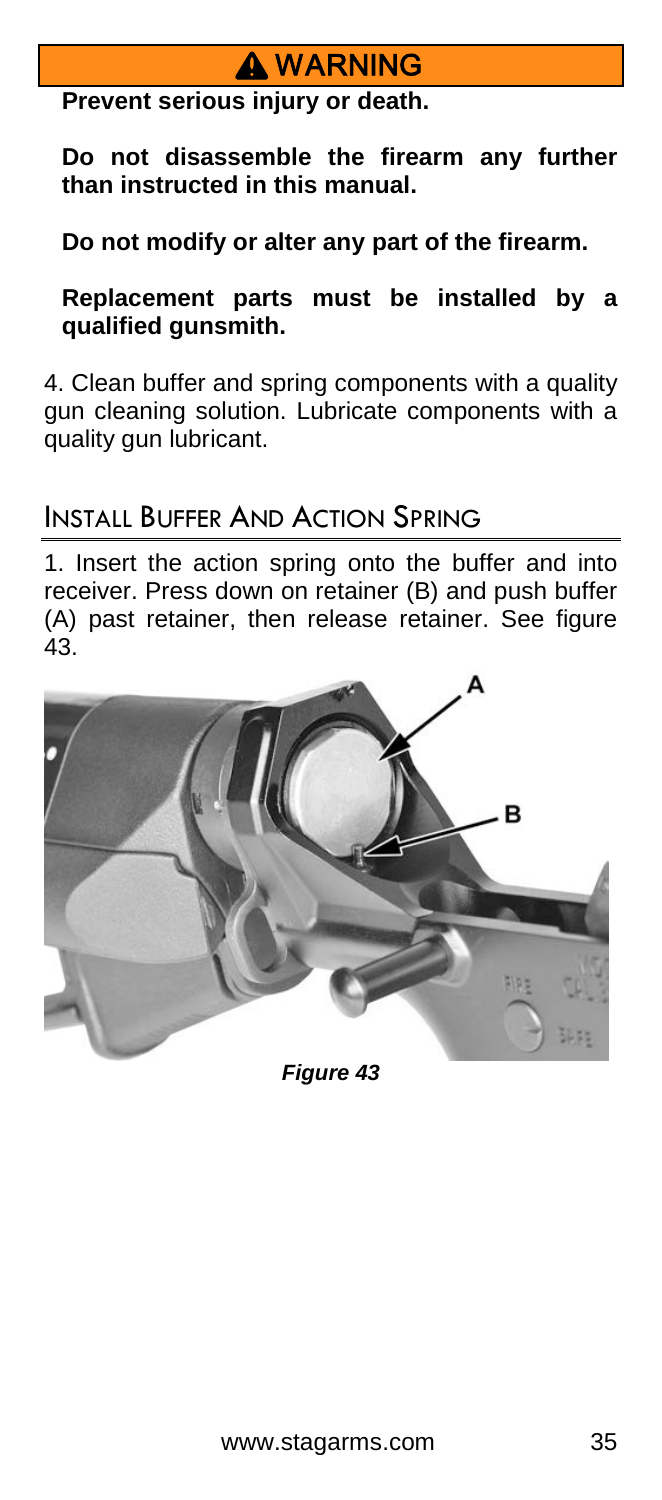**⚠ WARNING**

**Prevent serious injury or death.**

**Do not disassemble the firearm any further than instructed in this manual.**

**Do not modify or alter any part of the firearm.**

**Replacement parts must be installed by a qualified gunsmith.**

4. Clean buffer and spring components with a quality gun cleaning solution. Lubricate components with a quality gun lubricant.

## Install Buffer And Action Spring

1. Insert the action spring onto the buffer and into receiver. Press down on retainer (B) and push buffer (A) past retainer, then release retainer. See figure 43.

*Figure 43*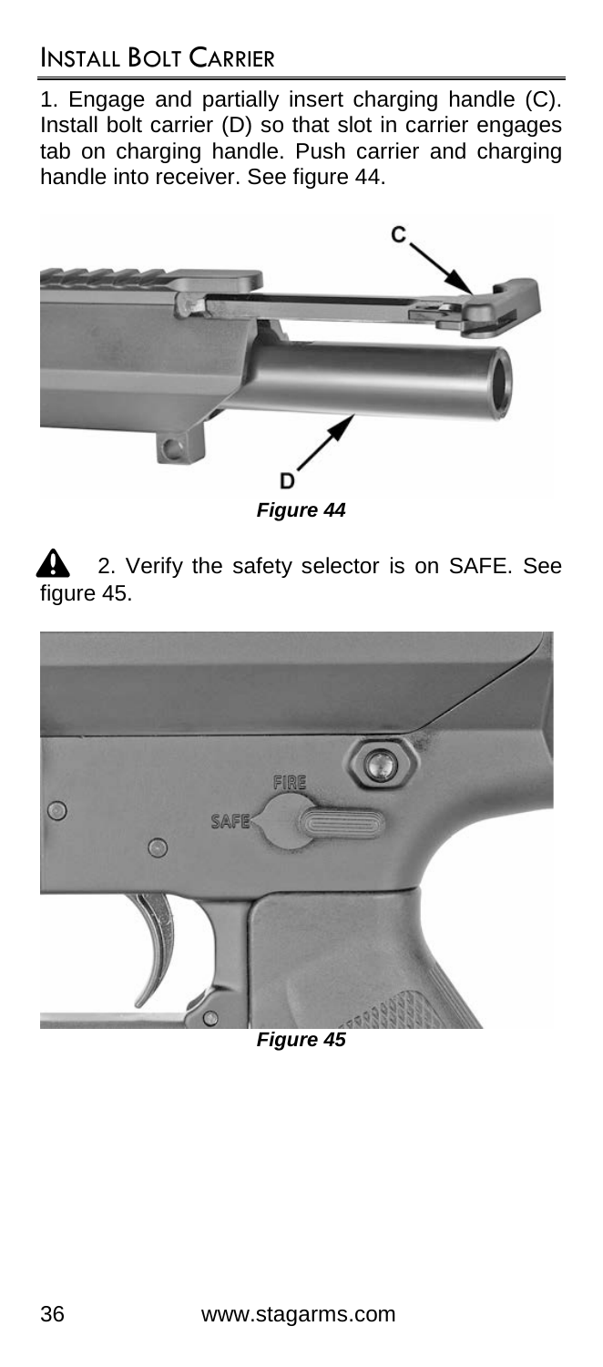## Install Bolt Carrier

1. Engage and partially insert charging handle (C). Install bolt carrier (D) so that slot in carrier engages tab on charging handle. Push carrier and charging handle into receiver. See figure 44.

***Figure 44***

⚠ 2. Verify the safety selector is on SAFE. See figure 45.

***Figure 45***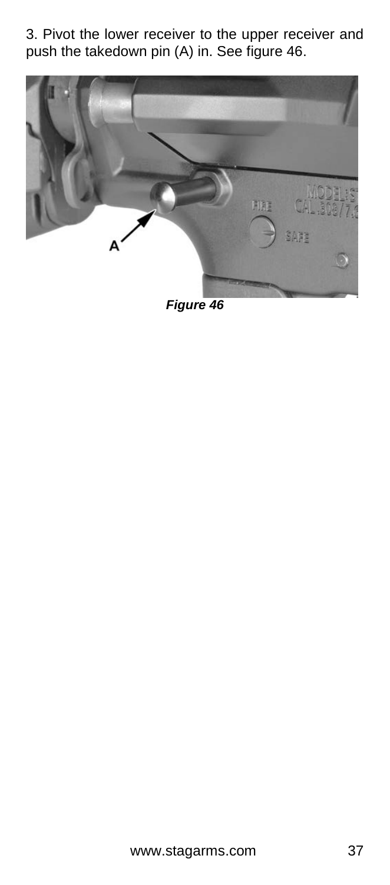3. Pivot the lower receiver to the upper receiver and push the takedown pin (A) in. See figure 46.

***Figure 46***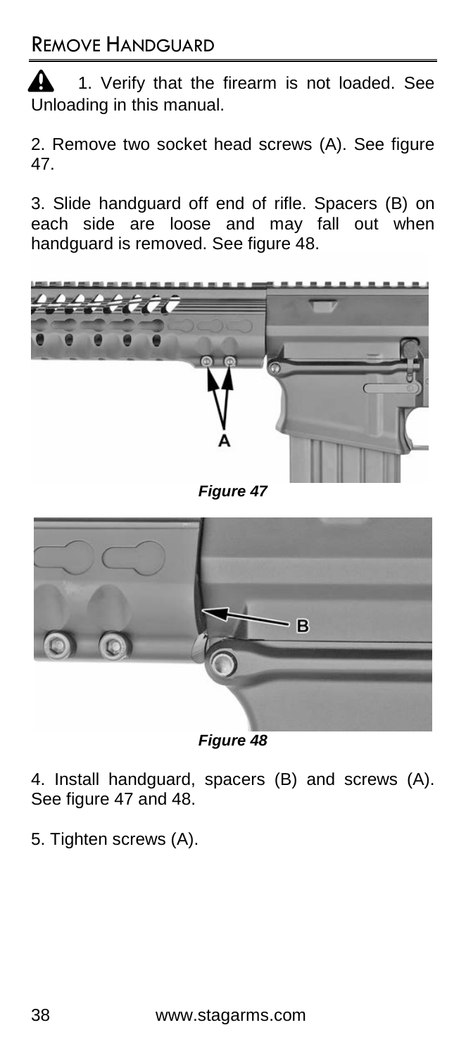## REMOVE HANDGUARD

⚠ 1. Verify that the firearm is not loaded. See Unloading in this manual.

2. Remove two socket head screws (A). See figure 47.

3. Slide handguard off end of rifle. Spacers (B) on each side are loose and may fall out when handguard is removed. See figure 48.

*Figure 47*

*Figure 48*

4. Install handguard, spacers (B) and screws (A). See figure 47 and 48.

5. Tighten screws (A).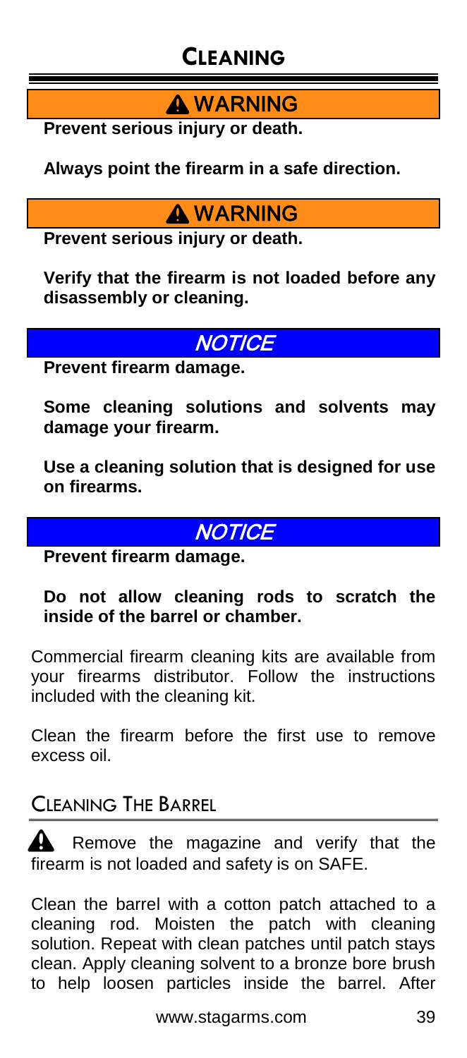# CLEANING

**⚠ WARNING**

**Prevent serious injury or death.**

**Always point the firearm in a safe direction.**

**⚠ WARNING**

**Prevent serious injury or death.**

**Verify that the firearm is not loaded before any disassembly or cleaning.**

***NOTICE***

**Prevent firearm damage.**

**Some cleaning solutions and solvents may damage your firearm.**

**Use a cleaning solution that is designed for use on firearms.**

***NOTICE***

**Prevent firearm damage.**

**Do not allow cleaning rods to scratch the inside of the barrel or chamber.**

Commercial firearm cleaning kits are available from your firearms distributor. Follow the instructions included with the cleaning kit.

Clean the firearm before the first use to remove excess oil.

## CLEANING THE BARREL

⚠ Remove the magazine and verify that the firearm is not loaded and safety is on SAFE.

Clean the barrel with a cotton patch attached to a cleaning rod. Moisten the patch with cleaning solution. Repeat with clean patches until patch stays clean. Apply cleaning solvent to a bronze bore brush to help loosen particles inside the barrel. After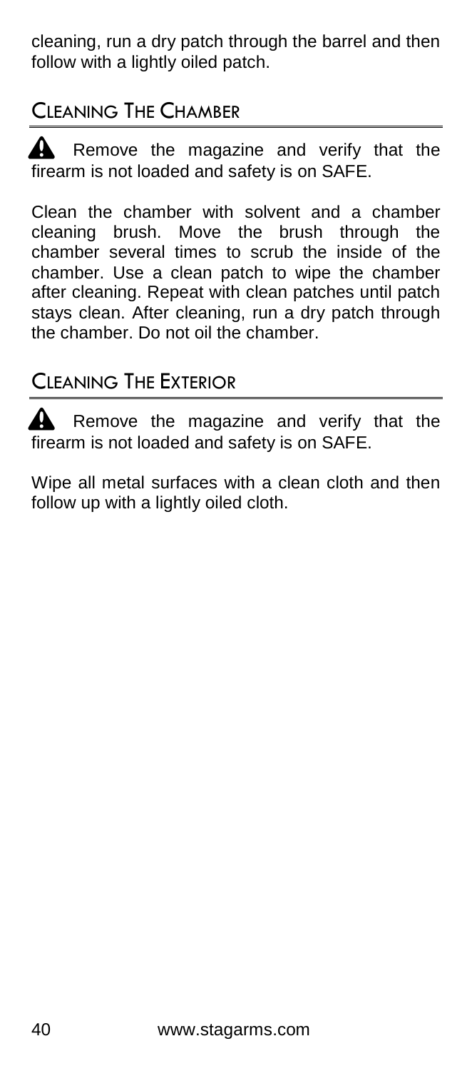cleaning, run a dry patch through the barrel and then follow with a lightly oiled patch.

## Cleaning The Chamber

⚠ Remove the magazine and verify that the firearm is not loaded and safety is on SAFE.

Clean the chamber with solvent and a chamber cleaning brush. Move the brush through the chamber several times to scrub the inside of the chamber. Use a clean patch to wipe the chamber after cleaning. Repeat with clean patches until patch stays clean. After cleaning, run a dry patch through the chamber. Do not oil the chamber.

## Cleaning The Exterior

⚠ Remove the magazine and verify that the firearm is not loaded and safety is on SAFE.

Wipe all metal surfaces with a clean cloth and then follow up with a lightly oiled cloth.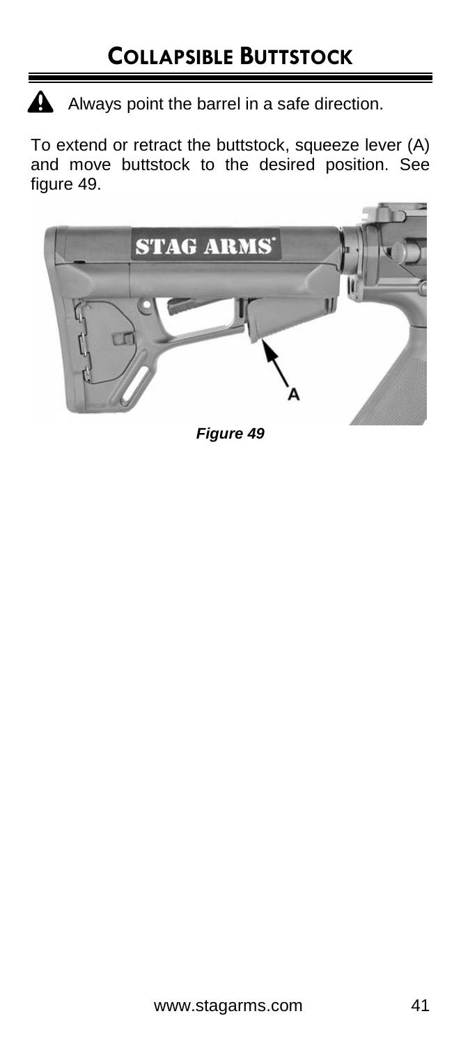# COLLAPSIBLE BUTTSTOCK

⚠ Always point the barrel in a safe direction.

To extend or retract the buttstock, squeeze lever (A) and move buttstock to the desired position. See figure 49.

***Figure 49***

www.stagarms.com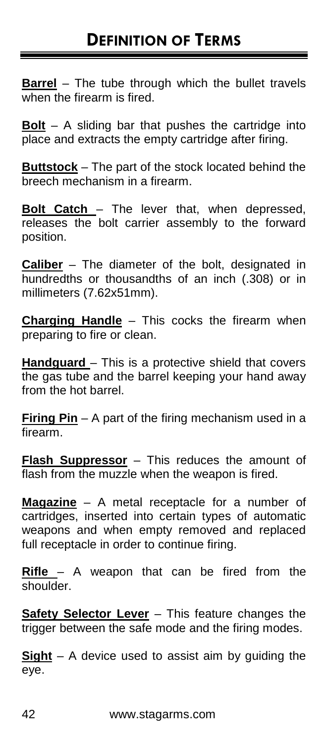# DEFINITION OF TERMS

**Barrel** – The tube through which the bullet travels when the firearm is fired.

**Bolt** – A sliding bar that pushes the cartridge into place and extracts the empty cartridge after firing.

**Buttstock** – The part of the stock located behind the breech mechanism in a firearm.

**Bolt Catch** – The lever that, when depressed, releases the bolt carrier assembly to the forward position.

**Caliber** – The diameter of the bolt, designated in hundredths or thousandths of an inch (.308) or in millimeters (7.62x51mm).

**Charging Handle** – This cocks the firearm when preparing to fire or clean.

**Handguard** – This is a protective shield that covers the gas tube and the barrel keeping your hand away from the hot barrel.

**Firing Pin** – A part of the firing mechanism used in a firearm.

**Flash Suppressor** – This reduces the amount of flash from the muzzle when the weapon is fired.

**Magazine** – A metal receptacle for a number of cartridges, inserted into certain types of automatic weapons and when empty removed and replaced full receptacle in order to continue firing.

**Rifle** – A weapon that can be fired from the shoulder.

**Safety Selector Lever** – This feature changes the trigger between the safe mode and the firing modes.

**Sight** – A device used to assist aim by guiding the eye.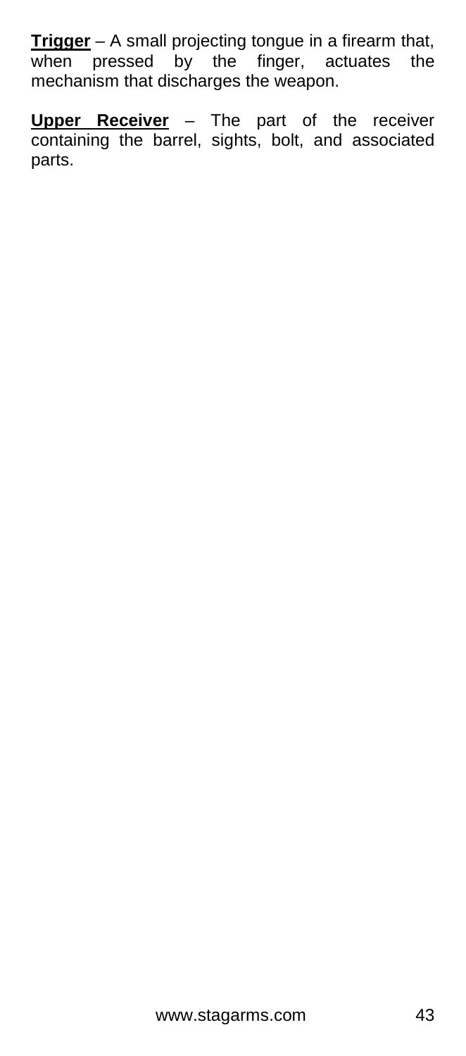**Trigger** – A small projecting tongue in a firearm that, when pressed by the finger, actuates the mechanism that discharges the weapon.

**Upper Receiver** – The part of the receiver containing the barrel, sights, bolt, and associated parts.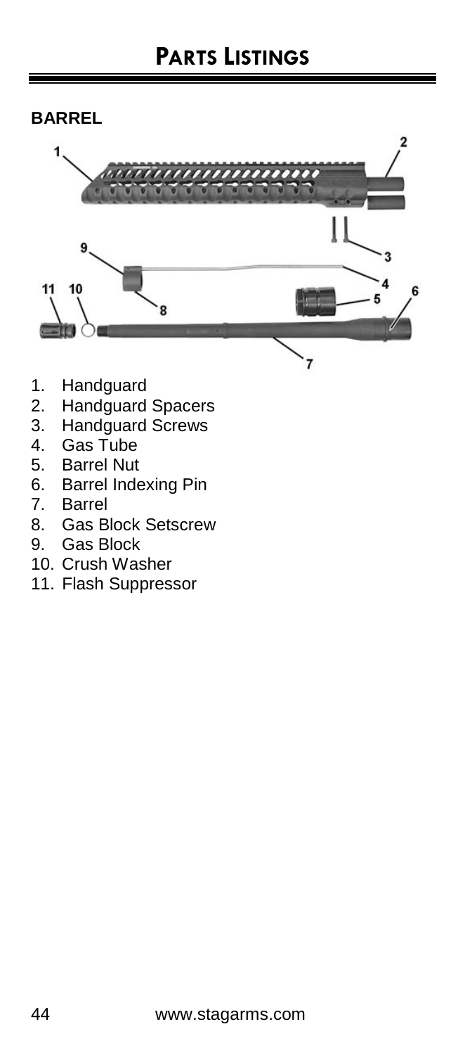# PARTS LISTINGS

## BARREL

1. Handguard
2. Handguard Spacers
3. Handguard Screws
4. Gas Tube
5. Barrel Nut
6. Barrel Indexing Pin
7. Barrel
8. Gas Block Setscrew
9. Gas Block
10. Crush Washer
11. Flash Suppressor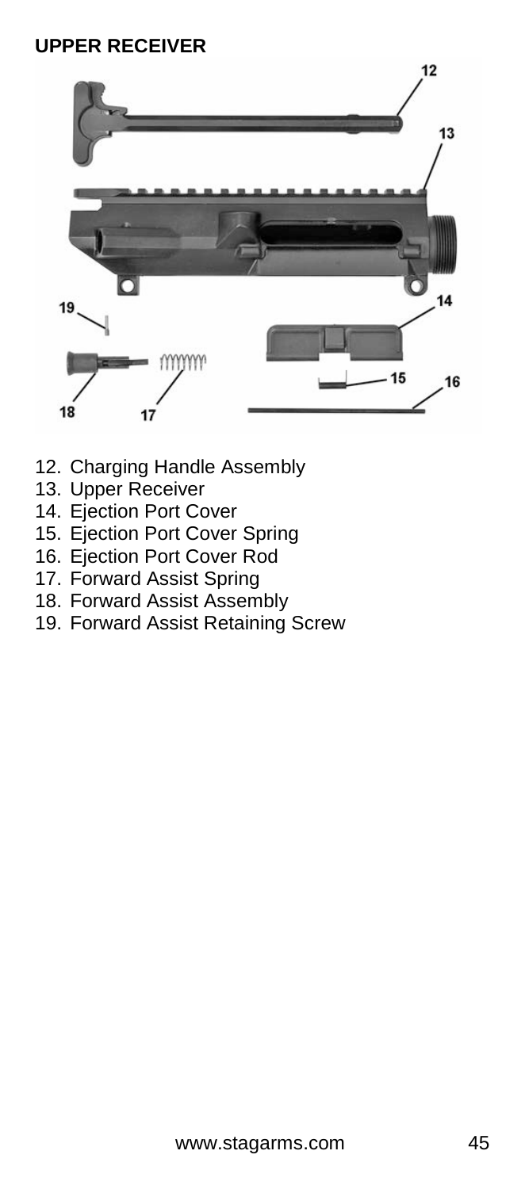## UPPER RECEIVER

12. Charging Handle Assembly
13. Upper Receiver
14. Ejection Port Cover
15. Ejection Port Cover Spring
16. Ejection Port Cover Rod
17. Forward Assist Spring
18. Forward Assist Assembly
19. Forward Assist Retaining Screw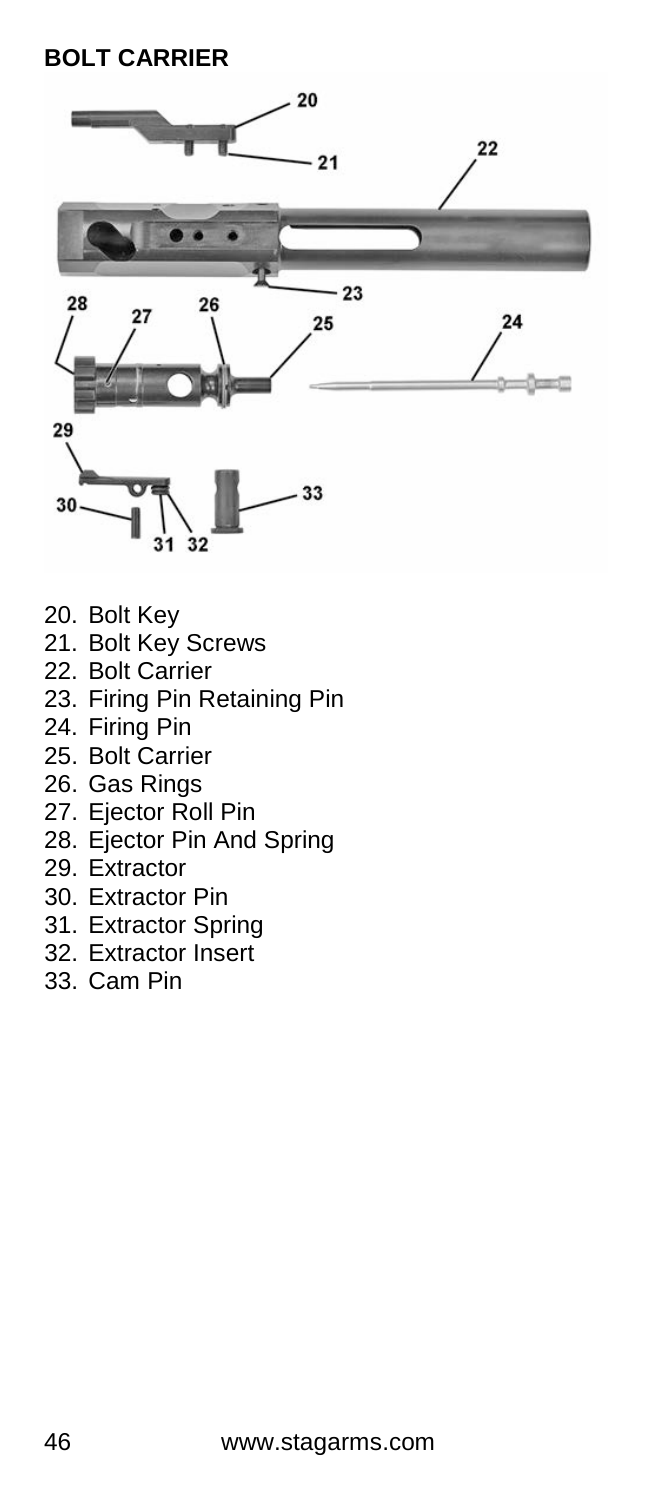## BOLT CARRIER

20. Bolt Key
21. Bolt Key Screws
22. Bolt Carrier
23. Firing Pin Retaining Pin
24. Firing Pin
25. Bolt Carrier
26. Gas Rings
27. Ejector Roll Pin
28. Ejector Pin And Spring
29. Extractor
30. Extractor Pin
31. Extractor Spring
32. Extractor Insert
33. Cam Pin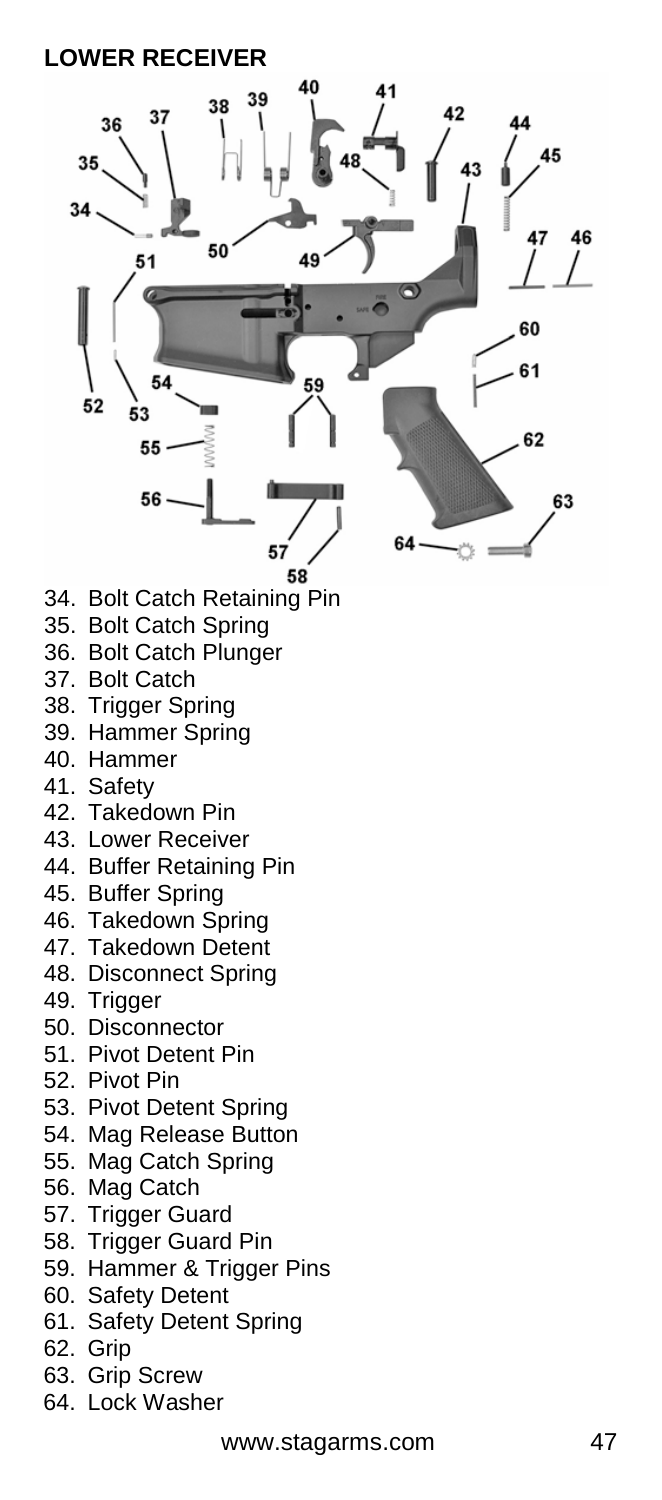## LOWER RECEIVER

34. Bolt Catch Retaining Pin
35. Bolt Catch Spring
36. Bolt Catch Plunger
37. Bolt Catch
38. Trigger Spring
39. Hammer Spring
40. Hammer
41. Safety
42. Takedown Pin
43. Lower Receiver
44. Buffer Retaining Pin
45. Buffer Spring
46. Takedown Spring
47. Takedown Detent
48. Disconnect Spring
49. Trigger
50. Disconnector
51. Pivot Detent Pin
52. Pivot Pin
53. Pivot Detent Spring
54. Mag Release Button
55. Mag Catch Spring
56. Mag Catch
57. Trigger Guard
58. Trigger Guard Pin
59. Hammer & Trigger Pins
60. Safety Detent
61. Safety Detent Spring
62. Grip
63. Grip Screw
64. Lock Washer

www.stagarms.com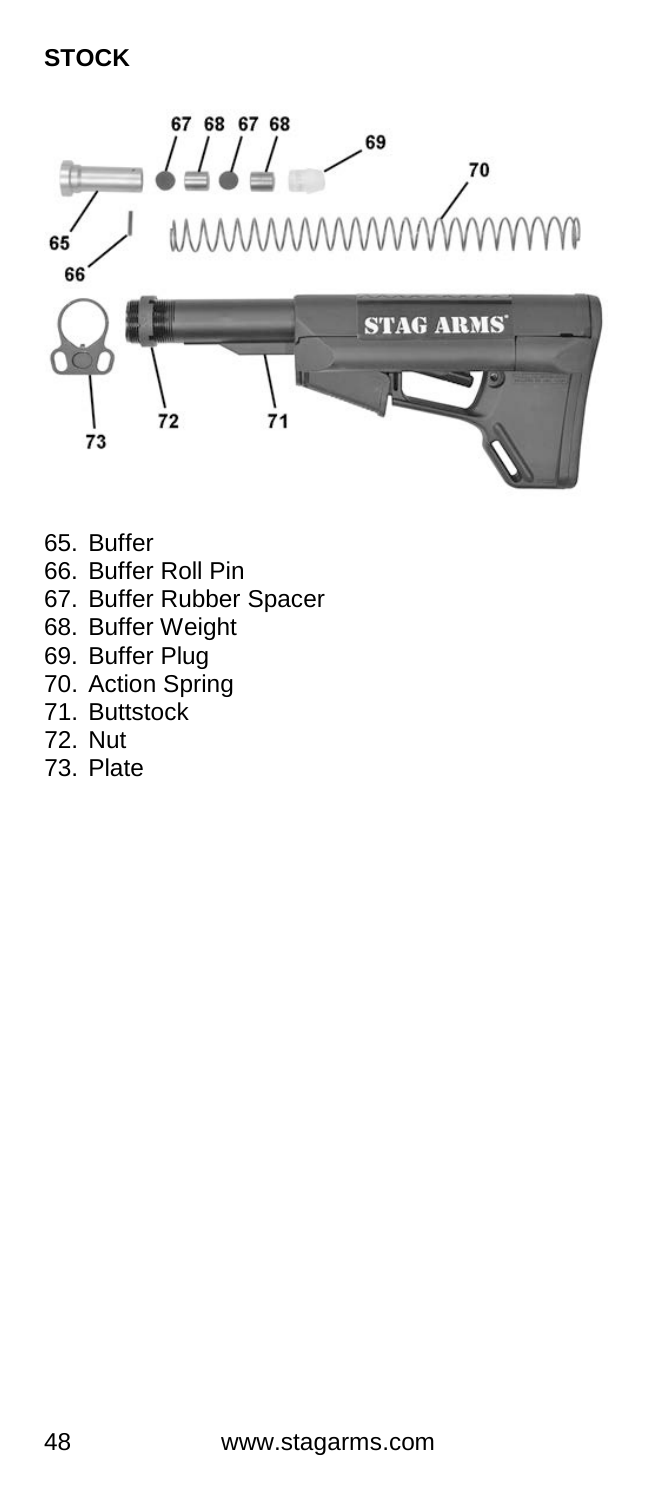**STOCK**

65. Buffer
66. Buffer Roll Pin
67. Buffer Rubber Spacer
68. Buffer Weight
69. Buffer Plug
70. Action Spring
71. Buttstock
72. Nut
73. Plate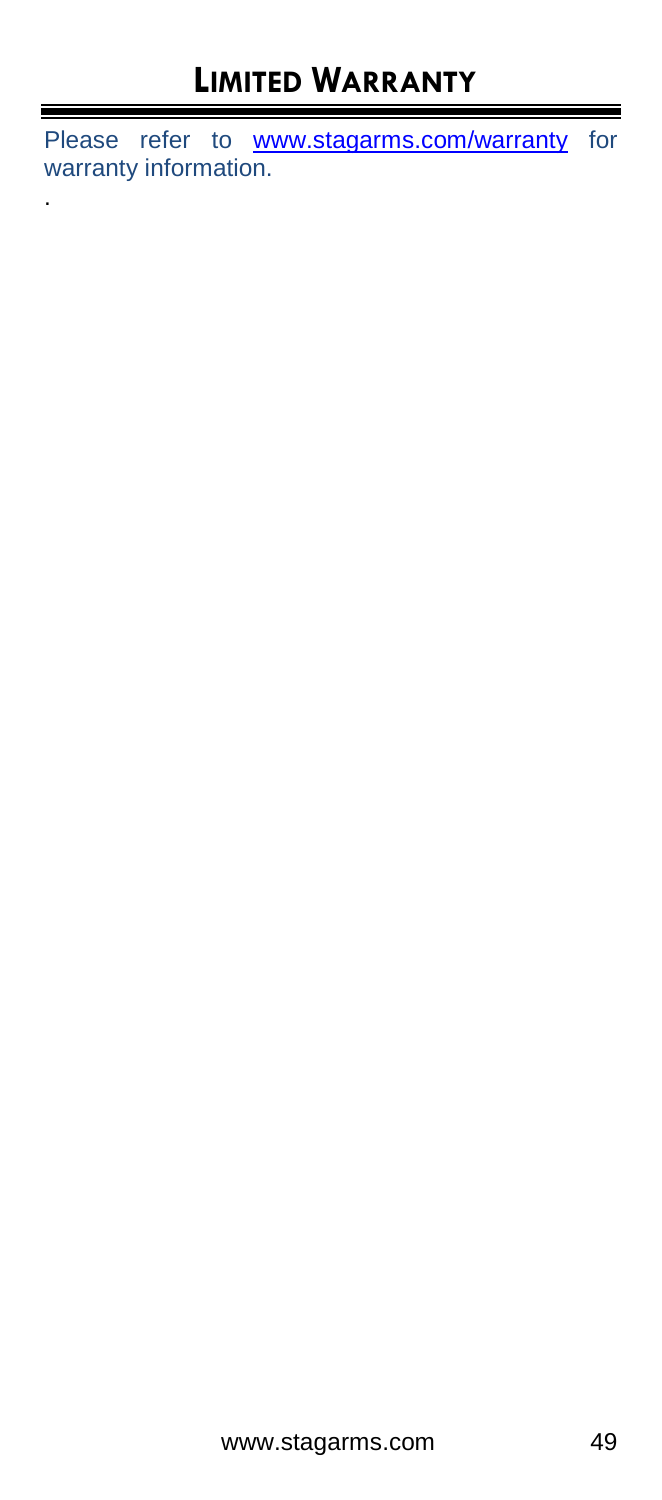# LIMITED WARRANTY

Please refer to www.stagarms.com/warranty for warranty information.

.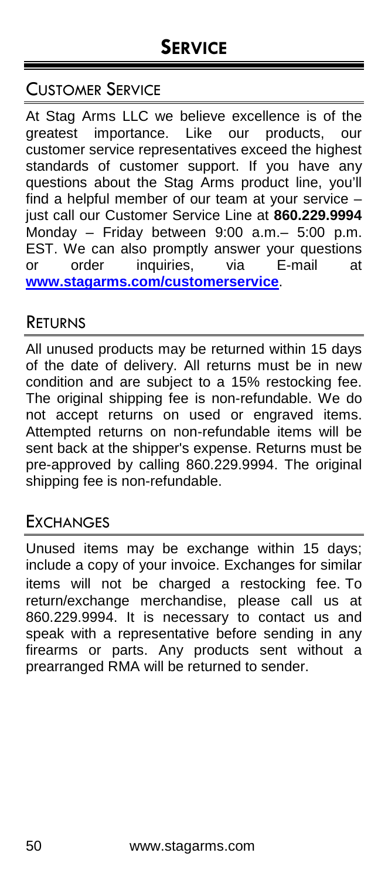# SERVICE

## CUSTOMER SERVICE

At Stag Arms LLC we believe excellence is of the greatest importance. Like our products, our customer service representatives exceed the highest standards of customer support. If you have any questions about the Stag Arms product line, you'll find a helpful member of our team at your service – just call our Customer Service Line at **860.229.9994** Monday – Friday between 9:00 a.m.– 5:00 p.m. EST. We can also promptly answer your questions or order inquiries, via E-mail at **[www.stagarms.com/customerservice](www.stagarms.com/customerservice)**.

## RETURNS

All unused products may be returned within 15 days of the date of delivery. All returns must be in new condition and are subject to a 15% restocking fee. The original shipping fee is non-refundable. We do not accept returns on used or engraved items. Attempted returns on non-refundable items will be sent back at the shipper's expense. Returns must be pre-approved by calling 860.229.9994. The original shipping fee is non-refundable.

## EXCHANGES

Unused items may be exchange within 15 days; include a copy of your invoice. Exchanges for similar items will not be charged a restocking fee. To return/exchange merchandise, please call us at 860.229.9994. It is necessary to contact us and speak with a representative before sending in any firearms or parts. Any products sent without a prearranged RMA will be returned to sender.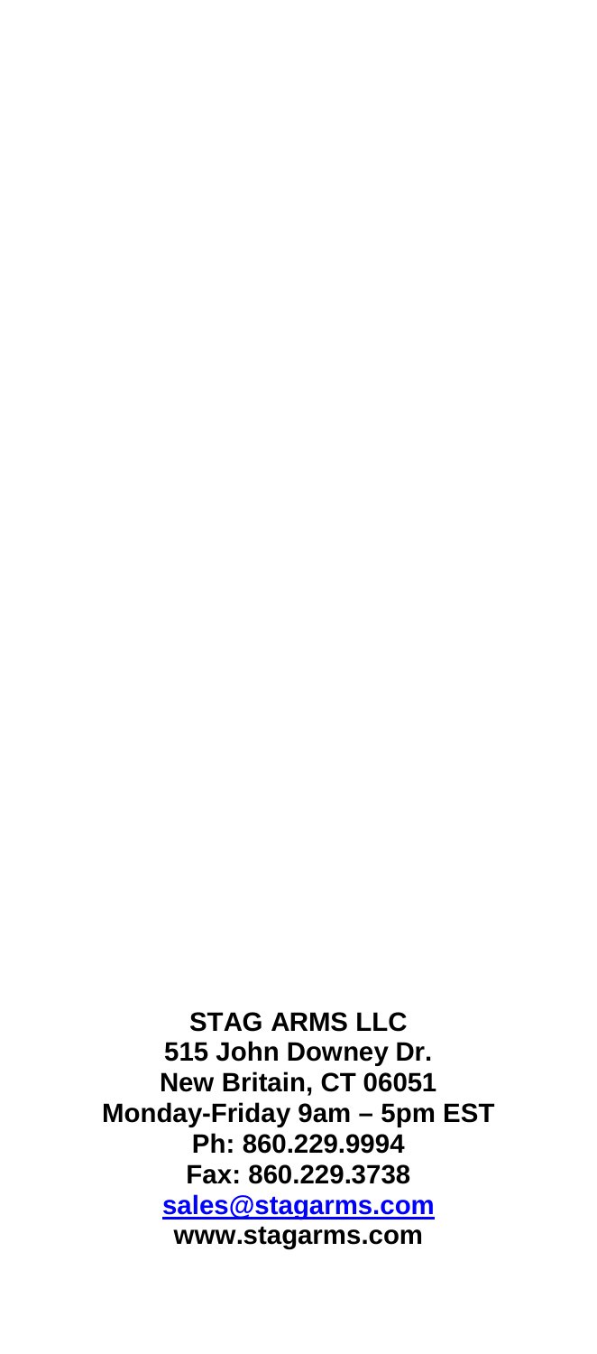**STAG ARMS LLC**
**515 John Downey Dr.**
**New Britain, CT 06051**
**Monday-Friday 9am – 5pm EST**
**Ph: 860.229.9994**
**Fax: 860.229.3738**
**sales@stagarms.com**
**www.stagarms.com**